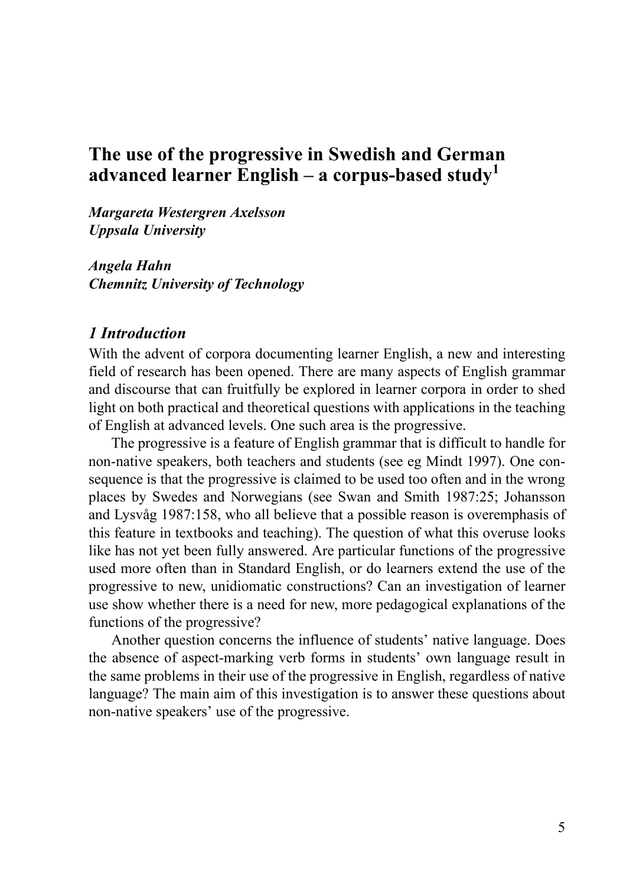# The use of the progressive in Swedish and German advanced learner English – a corpus-based study[1]

***Margareta Westergren Axelsson***
***Uppsala University***

***Angela Hahn***
***Chemnitz University of Technology***

## *1 Introduction*

With the advent of corpora documenting learner English, a new and interesting field of research has been opened. There are many aspects of English grammar and discourse that can fruitfully be explored in learner corpora in order to shed light on both practical and theoretical questions with applications in the teaching of English at advanced levels. One such area is the progressive.

The progressive is a feature of English grammar that is difficult to handle for non-native speakers, both teachers and students (see eg Mindt 1997). One consequence is that the progressive is claimed to be used too often and in the wrong places by Swedes and Norwegians (see Swan and Smith 1987:25; Johansson and Lysvåg 1987:158, who all believe that a possible reason is overemphasis of this feature in textbooks and teaching). The question of what this overuse looks like has not yet been fully answered. Are particular functions of the progressive used more often than in Standard English, or do learners extend the use of the progressive to new, unidiomatic constructions? Can an investigation of learner use show whether there is a need for new, more pedagogical explanations of the functions of the progressive?

Another question concerns the influence of students' native language. Does the absence of aspect-marking verb forms in students' own language result in the same problems in their use of the progressive in English, regardless of native language? The main aim of this investigation is to answer these questions about non-native speakers' use of the progressive.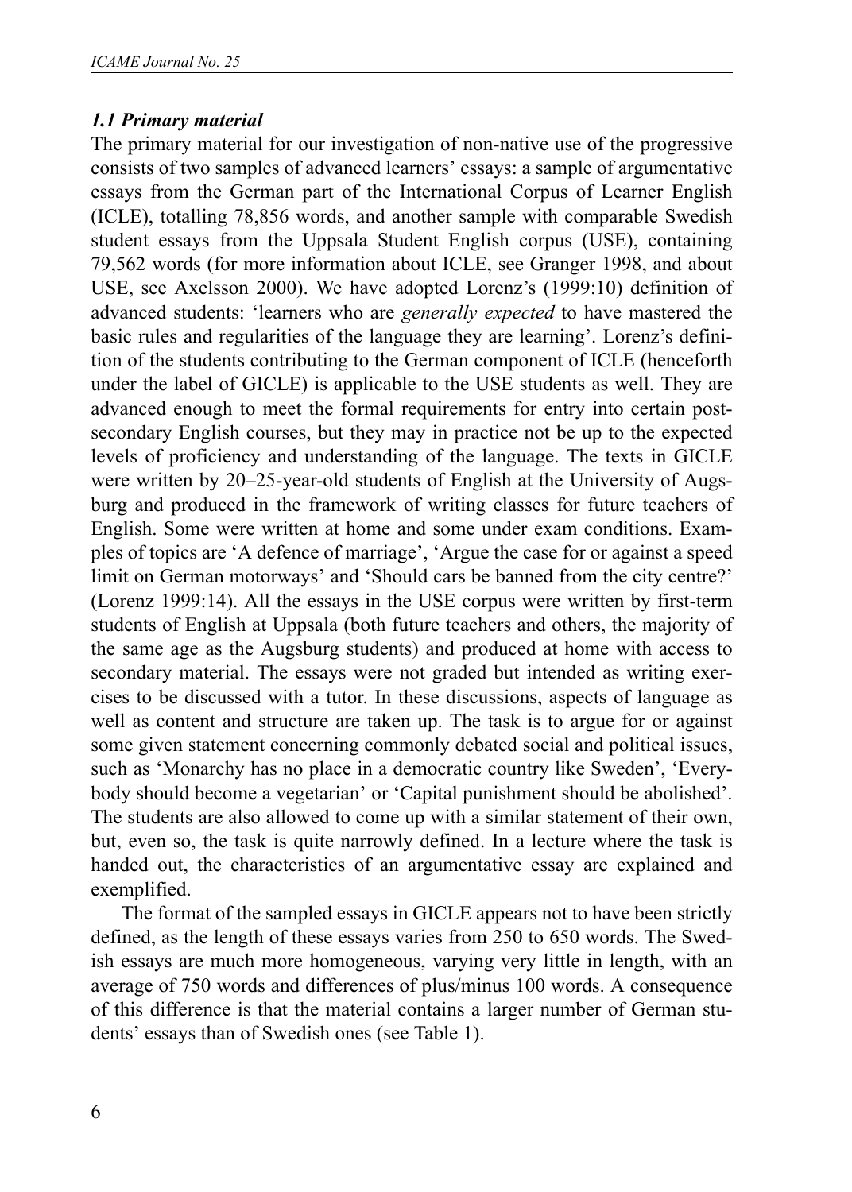### *1.1 Primary material*

The primary material for our investigation of non-native use of the progressive consists of two samples of advanced learners' essays: a sample of argumentative essays from the German part of the International Corpus of Learner English (ICLE), totalling 78,856 words, and another sample with comparable Swedish student essays from the Uppsala Student English corpus (USE), containing 79,562 words (for more information about ICLE, see Granger 1998, and about USE, see Axelsson 2000). We have adopted Lorenz's (1999:10) definition of advanced students: 'learners who are *generally expected* to have mastered the basic rules and regularities of the language they are learning'. Lorenz's definition of the students contributing to the German component of ICLE (henceforth under the label of GICLE) is applicable to the USE students as well. They are advanced enough to meet the formal requirements for entry into certain post-secondary English courses, but they may in practice not be up to the expected levels of proficiency and understanding of the language. The texts in GICLE were written by 20–25-year-old students of English at the University of Augsburg and produced in the framework of writing classes for future teachers of English. Some were written at home and some under exam conditions. Examples of topics are 'A defence of marriage', 'Argue the case for or against a speed limit on German motorways' and 'Should cars be banned from the city centre?' (Lorenz 1999:14). All the essays in the USE corpus were written by first-term students of English at Uppsala (both future teachers and others, the majority of the same age as the Augsburg students) and produced at home with access to secondary material. The essays were not graded but intended as writing exercises to be discussed with a tutor. In these discussions, aspects of language as well as content and structure are taken up. The task is to argue for or against some given statement concerning commonly debated social and political issues, such as 'Monarchy has no place in a democratic country like Sweden', 'Everybody should become a vegetarian' or 'Capital punishment should be abolished'. The students are also allowed to come up with a similar statement of their own, but, even so, the task is quite narrowly defined. In a lecture where the task is handed out, the characteristics of an argumentative essay are explained and exemplified.

The format of the sampled essays in GICLE appears not to have been strictly defined, as the length of these essays varies from 250 to 650 words. The Swedish essays are much more homogeneous, varying very little in length, with an average of 750 words and differences of plus/minus 100 words. A consequence of this difference is that the material contains a larger number of German students' essays than of Swedish ones (see Table 1).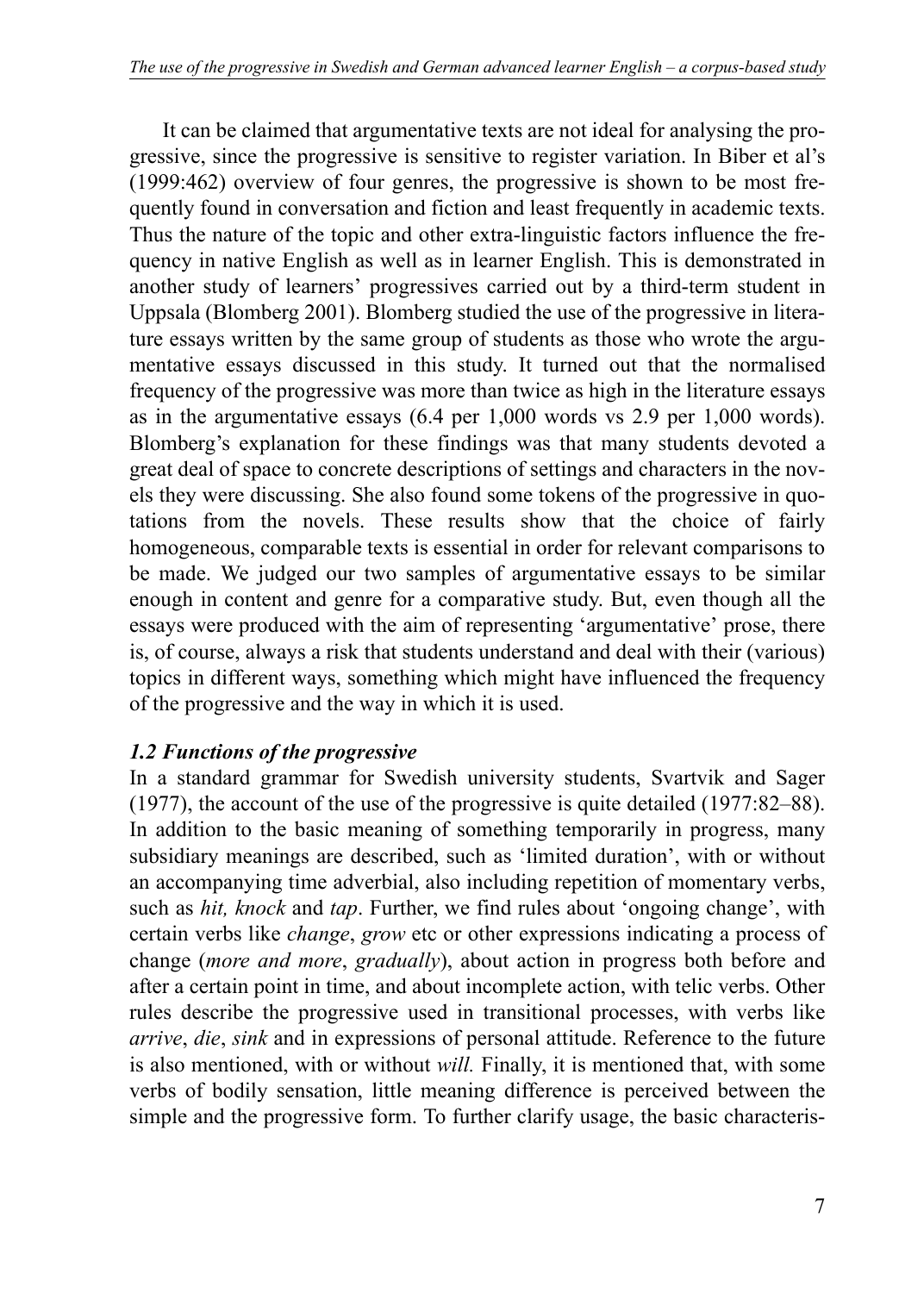It can be claimed that argumentative texts are not ideal for analysing the progressive, since the progressive is sensitive to register variation. In Biber et al's (1999:462) overview of four genres, the progressive is shown to be most frequently found in conversation and fiction and least frequently in academic texts. Thus the nature of the topic and other extra-linguistic factors influence the frequency in native English as well as in learner English. This is demonstrated in another study of learners' progressives carried out by a third-term student in Uppsala (Blomberg 2001). Blomberg studied the use of the progressive in literature essays written by the same group of students as those who wrote the argumentative essays discussed in this study. It turned out that the normalised frequency of the progressive was more than twice as high in the literature essays as in the argumentative essays (6.4 per 1,000 words vs 2.9 per 1,000 words). Blomberg's explanation for these findings was that many students devoted a great deal of space to concrete descriptions of settings and characters in the novels they were discussing. She also found some tokens of the progressive in quotations from the novels. These results show that the choice of fairly homogeneous, comparable texts is essential in order for relevant comparisons to be made. We judged our two samples of argumentative essays to be similar enough in content and genre for a comparative study. But, even though all the essays were produced with the aim of representing 'argumentative' prose, there is, of course, always a risk that students understand and deal with their (various) topics in different ways, something which might have influenced the frequency of the progressive and the way in which it is used.

### *1.2 Functions of the progressive*

In a standard grammar for Swedish university students, Svartvik and Sager (1977), the account of the use of the progressive is quite detailed (1977:82–88). In addition to the basic meaning of something temporarily in progress, many subsidiary meanings are described, such as 'limited duration', with or without an accompanying time adverbial, also including repetition of momentary verbs, such as *hit, knock* and *tap*. Further, we find rules about 'ongoing change', with certain verbs like *change*, *grow* etc or other expressions indicating a process of change (*more and more*, *gradually*), about action in progress both before and after a certain point in time, and about incomplete action, with telic verbs. Other rules describe the progressive used in transitional processes, with verbs like *arrive*, *die*, *sink* and in expressions of personal attitude. Reference to the future is also mentioned, with or without *will.* Finally, it is mentioned that, with some verbs of bodily sensation, little meaning difference is perceived between the simple and the progressive form. To further clarify usage, the basic characteris-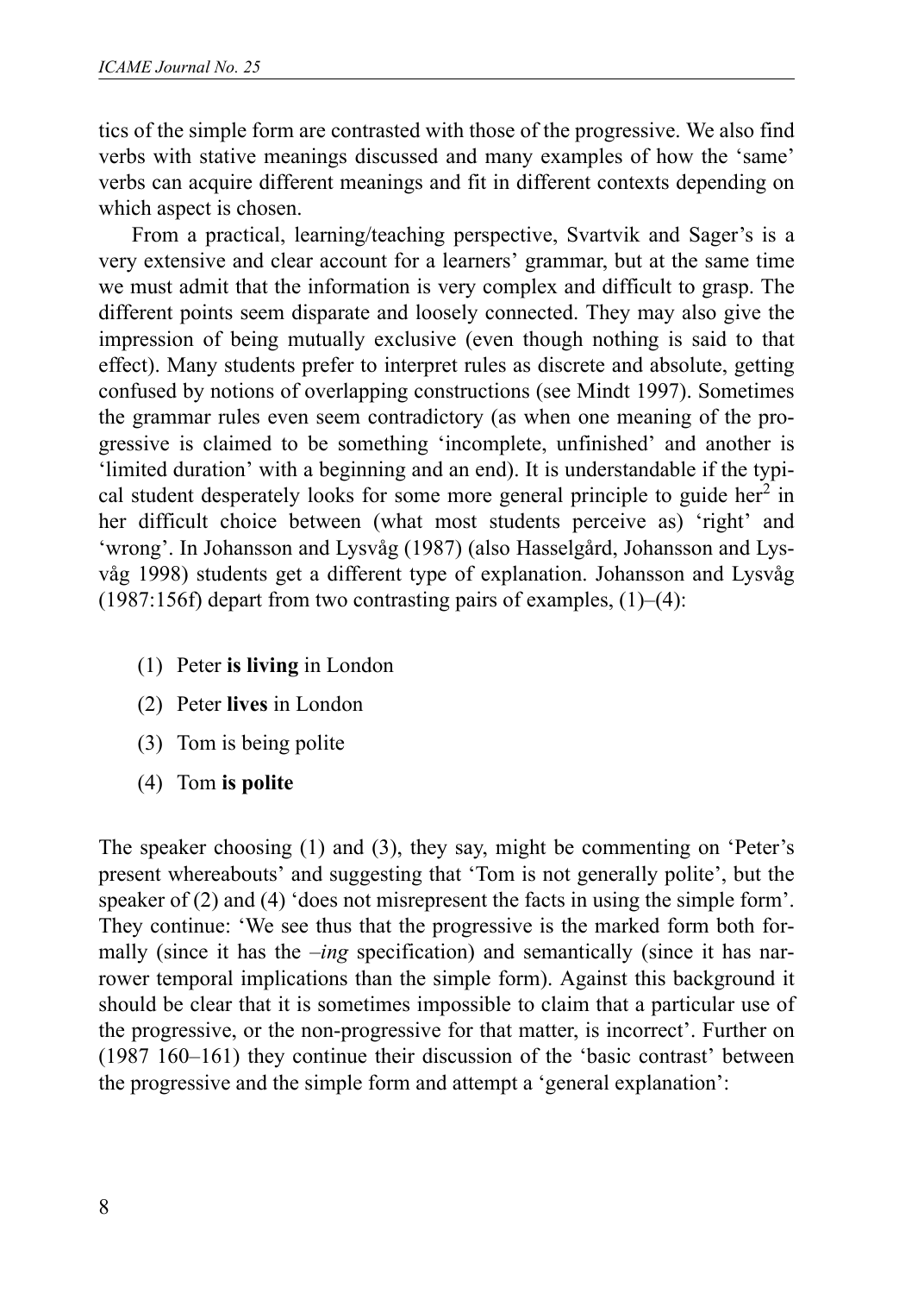tics of the simple form are contrasted with those of the progressive. We also find verbs with stative meanings discussed and many examples of how the 'same' verbs can acquire different meanings and fit in different contexts depending on which aspect is chosen.

From a practical, learning/teaching perspective, Svartvik and Sager's is a very extensive and clear account for a learners' grammar, but at the same time we must admit that the information is very complex and difficult to grasp. The different points seem disparate and loosely connected. They may also give the impression of being mutually exclusive (even though nothing is said to that effect). Many students prefer to interpret rules as discrete and absolute, getting confused by notions of overlapping constructions (see Mindt 1997). Sometimes the grammar rules even seem contradictory (as when one meaning of the progressive is claimed to be something 'incomplete, unfinished' and another is 'limited duration' with a beginning and an end). It is understandable if the typical student desperately looks for some more general principle to guide her[2] in her difficult choice between (what most students perceive as) 'right' and 'wrong'. In Johansson and Lysvåg (1987) (also Hasselgård, Johansson and Lysvåg 1998) students get a different type of explanation. Johansson and Lysvåg (1987:156f) depart from two contrasting pairs of examples, (1)–(4):

(1) Peter **is living** in London

(2) Peter **lives** in London

(3) Tom is being polite

(4) Tom **is polite**

The speaker choosing (1) and (3), they say, might be commenting on 'Peter's present whereabouts' and suggesting that 'Tom is not generally polite', but the speaker of (2) and (4) 'does not misrepresent the facts in using the simple form'. They continue: 'We see thus that the progressive is the marked form both formally (since it has the *–ing* specification) and semantically (since it has narrower temporal implications than the simple form). Against this background it should be clear that it is sometimes impossible to claim that a particular use of the progressive, or the non-progressive for that matter, is incorrect'. Further on (1987 160–161) they continue their discussion of the 'basic contrast' between the progressive and the simple form and attempt a 'general explanation':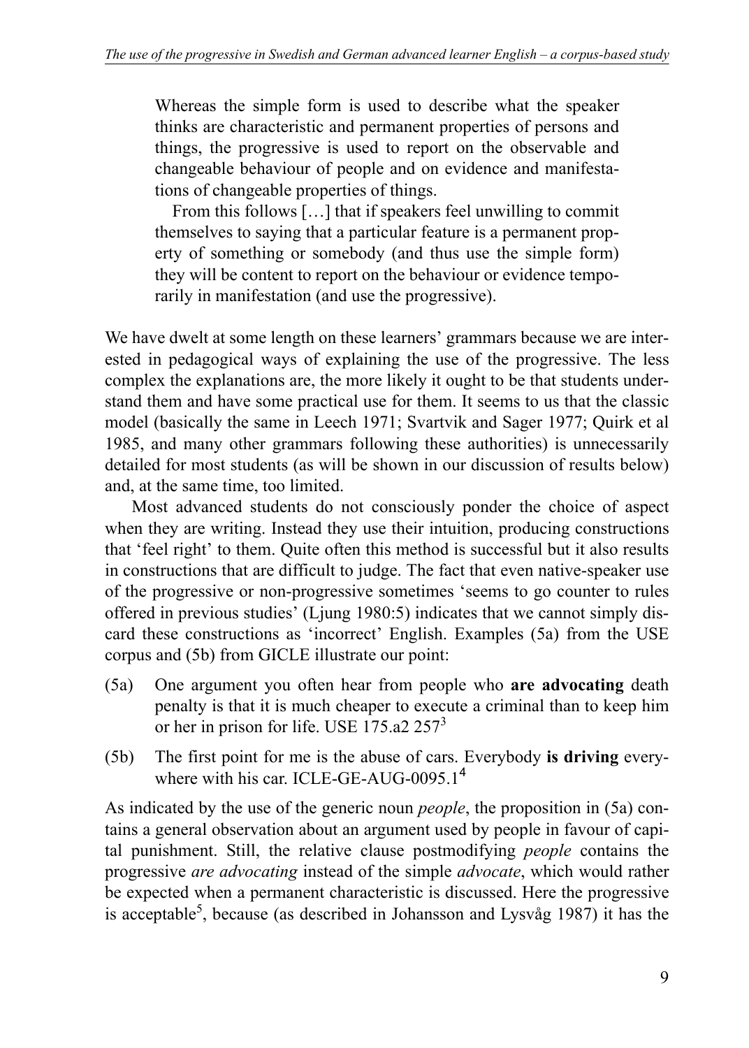> Whereas the simple form is used to describe what the speaker thinks are characteristic and permanent properties of persons and things, the progressive is used to report on the observable and changeable behaviour of people and on evidence and manifestations of changeable properties of things.
>
> From this follows […] that if speakers feel unwilling to commit themselves to saying that a particular feature is a permanent property of something or somebody (and thus use the simple form) they will be content to report on the behaviour or evidence temporarily in manifestation (and use the progressive).

We have dwelt at some length on these learners' grammars because we are interested in pedagogical ways of explaining the use of the progressive. The less complex the explanations are, the more likely it ought to be that students understand them and have some practical use for them. It seems to us that the classic model (basically the same in Leech 1971; Svartvik and Sager 1977; Quirk et al 1985, and many other grammars following these authorities) is unnecessarily detailed for most students (as will be shown in our discussion of results below) and, at the same time, too limited.

Most advanced students do not consciously ponder the choice of aspect when they are writing. Instead they use their intuition, producing constructions that 'feel right' to them. Quite often this method is successful but it also results in constructions that are difficult to judge. The fact that even native-speaker use of the progressive or non-progressive sometimes 'seems to go counter to rules offered in previous studies' (Ljung 1980:5) indicates that we cannot simply discard these constructions as 'incorrect' English. Examples (5a) from the USE corpus and (5b) from GICLE illustrate our point:

(5a) One argument you often hear from people who **are advocating** death penalty is that it is much cheaper to execute a criminal than to keep him or her in prison for life. USE 175.a2 257[3]

(5b) The first point for me is the abuse of cars. Everybody **is driving** everywhere with his car. ICLE-GE-AUG-0095.1[4]

As indicated by the use of the generic noun *people*, the proposition in (5a) contains a general observation about an argument used by people in favour of capital punishment. Still, the relative clause postmodifying *people* contains the progressive *are advocating* instead of the simple *advocate*, which would rather be expected when a permanent characteristic is discussed. Here the progressive is acceptable[5], because (as described in Johansson and Lysvåg 1987) it has the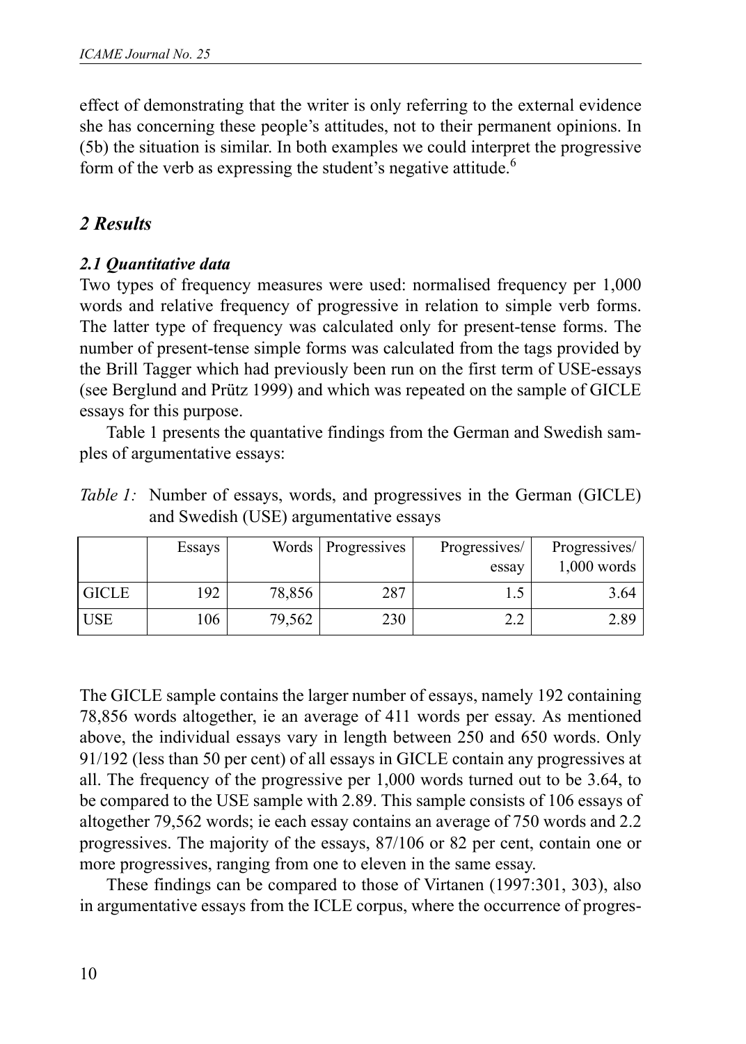effect of demonstrating that the writer is only referring to the external evidence she has concerning these people's attitudes, not to their permanent opinions. In (5b) the situation is similar. In both examples we could interpret the progressive form of the verb as expressing the student's negative attitude.[6]

## *2 Results*

### *2.1 Quantitative data*

Two types of frequency measures were used: normalised frequency per 1,000 words and relative frequency of progressive in relation to simple verb forms. The latter type of frequency was calculated only for present-tense forms. The number of present-tense simple forms was calculated from the tags provided by the Brill Tagger which had previously been run on the first term of USE-essays (see Berglund and Prütz 1999) and which was repeated on the sample of GICLE essays for this purpose.

Table 1 presents the quantative findings from the German and Swedish samples of argumentative essays:

*Table 1:* Number of essays, words, and progressives in the German (GICLE) and Swedish (USE) argumentative essays

| | Essays | Words | Progressives | Progressives/ essay | Progressives/ 1,000 words |
|---|---|---|---|---|---|
| GICLE | 192 | 78,856 | 287 | 1.5 | 3.64 |
| USE | 106 | 79,562 | 230 | 2.2 | 2.89 |

The GICLE sample contains the larger number of essays, namely 192 containing 78,856 words altogether, ie an average of 411 words per essay. As mentioned above, the individual essays vary in length between 250 and 650 words. Only 91/192 (less than 50 per cent) of all essays in GICLE contain any progressives at all. The frequency of the progressive per 1,000 words turned out to be 3.64, to be compared to the USE sample with 2.89. This sample consists of 106 essays of altogether 79,562 words; ie each essay contains an average of 750 words and 2.2 progressives. The majority of the essays, 87/106 or 82 per cent, contain one or more progressives, ranging from one to eleven in the same essay.

These findings can be compared to those of Virtanen (1997:301, 303), also in argumentative essays from the ICLE corpus, where the occurrence of progres-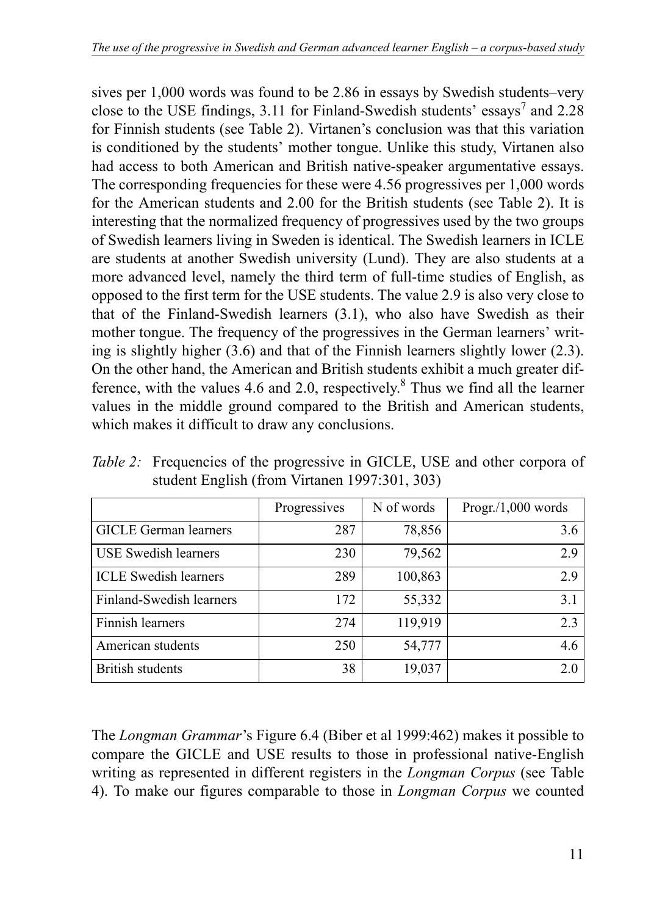sives per 1,000 words was found to be 2.86 in essays by Swedish students–very close to the USE findings, 3.11 for Finland-Swedish students' essays[7] and 2.28 for Finnish students (see Table 2). Virtanen's conclusion was that this variation is conditioned by the students' mother tongue. Unlike this study, Virtanen also had access to both American and British native-speaker argumentative essays. The corresponding frequencies for these were 4.56 progressives per 1,000 words for the American students and 2.00 for the British students (see Table 2). It is interesting that the normalized frequency of progressives used by the two groups of Swedish learners living in Sweden is identical. The Swedish learners in ICLE are students at another Swedish university (Lund). They are also students at a more advanced level, namely the third term of full-time studies of English, as opposed to the first term for the USE students. The value 2.9 is also very close to that of the Finland-Swedish learners (3.1), who also have Swedish as their mother tongue. The frequency of the progressives in the German learners' writing is slightly higher (3.6) and that of the Finnish learners slightly lower (2.3). On the other hand, the American and British students exhibit a much greater difference, with the values 4.6 and 2.0, respectively.[8] Thus we find all the learner values in the middle ground compared to the British and American students, which makes it difficult to draw any conclusions.

*Table 2:* Frequencies of the progressive in GICLE, USE and other corpora of student English (from Virtanen 1997:301, 303)

| | Progressives | N of words | Progr./1,000 words |
|---|---|---|---|
| GICLE German learners | 287 | 78,856 | 3.6 |
| USE Swedish learners | 230 | 79,562 | 2.9 |
| ICLE Swedish learners | 289 | 100,863 | 2.9 |
| Finland-Swedish learners | 172 | 55,332 | 3.1 |
| Finnish learners | 274 | 119,919 | 2.3 |
| American students | 250 | 54,777 | 4.6 |
| British students | 38 | 19,037 | 2.0 |

The *Longman Grammar*'s Figure 6.4 (Biber et al 1999:462) makes it possible to compare the GICLE and USE results to those in professional native-English writing as represented in different registers in the *Longman Corpus* (see Table 4). To make our figures comparable to those in *Longman Corpus* we counted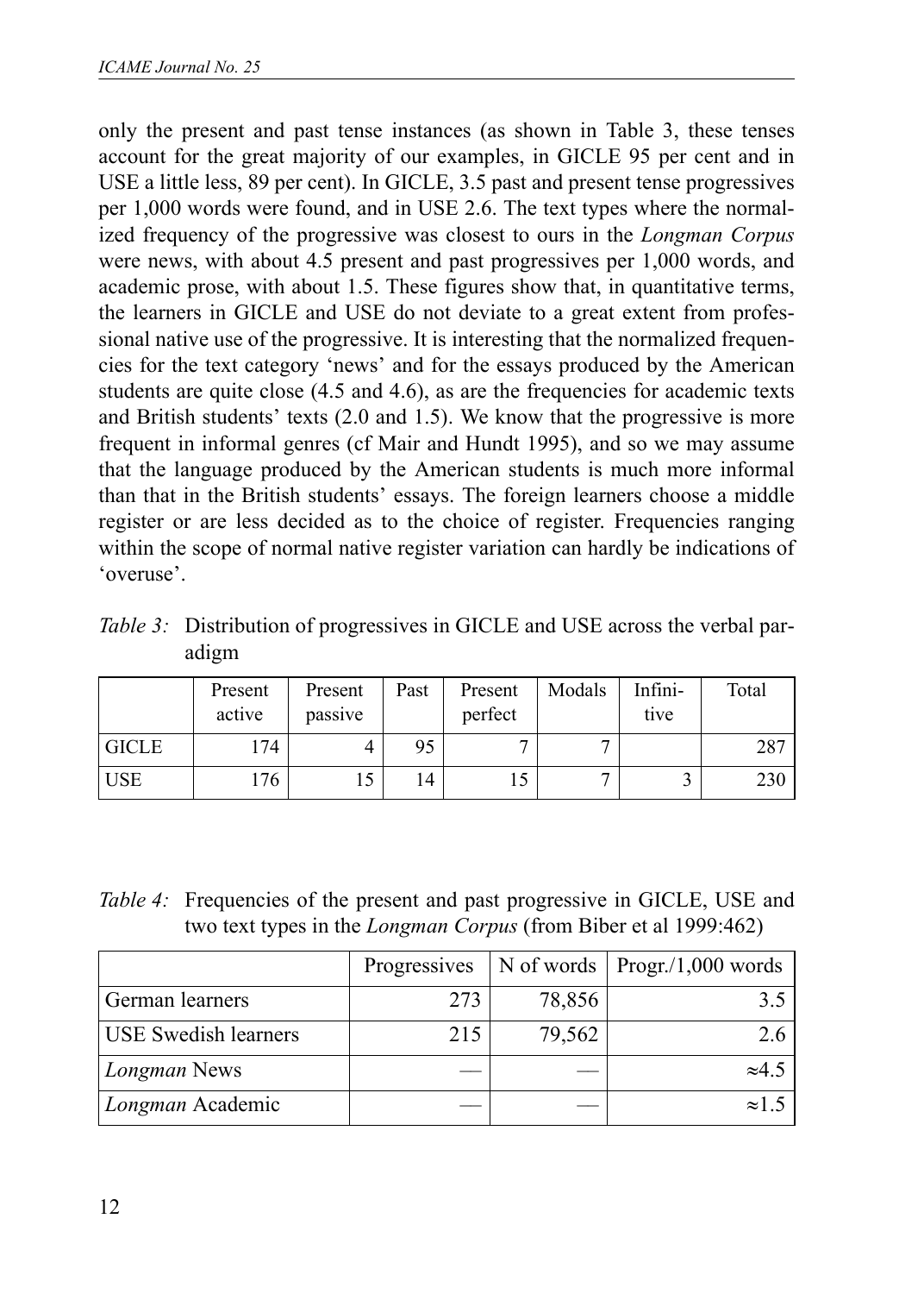only the present and past tense instances (as shown in Table 3, these tenses account for the great majority of our examples, in GICLE 95 per cent and in USE a little less, 89 per cent). In GICLE, 3.5 past and present tense progressives per 1,000 words were found, and in USE 2.6. The text types where the normalized frequency of the progressive was closest to ours in the *Longman Corpus* were news, with about 4.5 present and past progressives per 1,000 words, and academic prose, with about 1.5. These figures show that, in quantitative terms, the learners in GICLE and USE do not deviate to a great extent from professional native use of the progressive. It is interesting that the normalized frequencies for the text category 'news' and for the essays produced by the American students are quite close (4.5 and 4.6), as are the frequencies for academic texts and British students' texts (2.0 and 1.5). We know that the progressive is more frequent in informal genres (cf Mair and Hundt 1995), and so we may assume that the language produced by the American students is much more informal than that in the British students' essays. The foreign learners choose a middle register or are less decided as to the choice of register. Frequencies ranging within the scope of normal native register variation can hardly be indications of 'overuse'.

*Table 3:* Distribution of progressives in GICLE and USE across the verbal paradigm

| | Present active | Present passive | Past | Present perfect | Modals | Infinitive | Total |
|---|---|---|---|---|---|---|---|
| GICLE | 174 | 4 | 95 | 7 | 7 | | 287 |
| USE | 176 | 15 | 14 | 15 | 7 | 3 | 230 |

*Table 4:* Frequencies of the present and past progressive in GICLE, USE and two text types in the *Longman Corpus* (from Biber et al 1999:462)

| | Progressives | N of words | Progr./1,000 words |
|---|---|---|---|
| German learners | 273 | 78,856 | 3.5 |
| USE Swedish learners | 215 | 79,562 | 2.6 |
| *Longman* News | — | — | ≈4.5 |
| *Longman* Academic | — | — | ≈1.5 |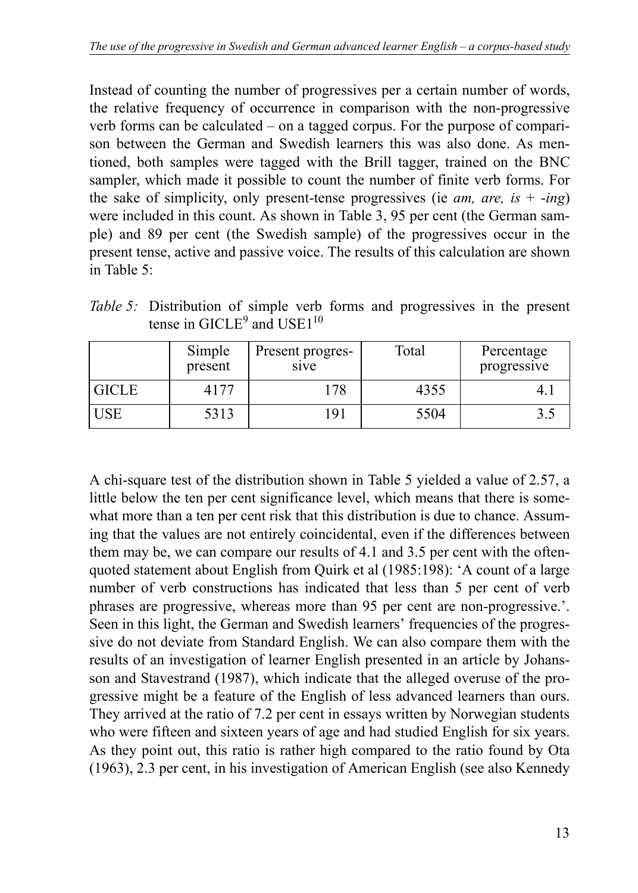Instead of counting the number of progressives per a certain number of words, the relative frequency of occurrence in comparison with the non-progressive verb forms can be calculated – on a tagged corpus. For the purpose of comparison between the German and Swedish learners this was also done. As mentioned, both samples were tagged with the Brill tagger, trained on the BNC sampler, which made it possible to count the number of finite verb forms. For the sake of simplicity, only present-tense progressives (ie *am, are, is* + *-ing*) were included in this count. As shown in Table 3, 95 per cent (the German sample) and 89 per cent (the Swedish sample) of the progressives occur in the present tense, active and passive voice. The results of this calculation are shown in Table 5:

*Table 5:* Distribution of simple verb forms and progressives in the present tense in GICLE[9] and USE1[10]

| | Simple present | Present progressive | Total | Percentage progressive |
|---|---|---|---|---|
| GICLE | 4177 | 178 | 4355 | 4.1 |
| USE | 5313 | 191 | 5504 | 3.5 |

A chi-square test of the distribution shown in Table 5 yielded a value of 2.57, a little below the ten per cent significance level, which means that there is somewhat more than a ten per cent risk that this distribution is due to chance. Assuming that the values are not entirely coincidental, even if the differences between them may be, we can compare our results of 4.1 and 3.5 per cent with the often-quoted statement about English from Quirk et al (1985:198): 'A count of a large number of verb constructions has indicated that less than 5 per cent of verb phrases are progressive, whereas more than 95 per cent are non-progressive.'. Seen in this light, the German and Swedish learners' frequencies of the progressive do not deviate from Standard English. We can also compare them with the results of an investigation of learner English presented in an article by Johansson and Stavestrand (1987), which indicate that the alleged overuse of the progressive might be a feature of the English of less advanced learners than ours. They arrived at the ratio of 7.2 per cent in essays written by Norwegian students who were fifteen and sixteen years of age and had studied English for six years. As they point out, this ratio is rather high compared to the ratio found by Ota (1963), 2.3 per cent, in his investigation of American English (see also Kennedy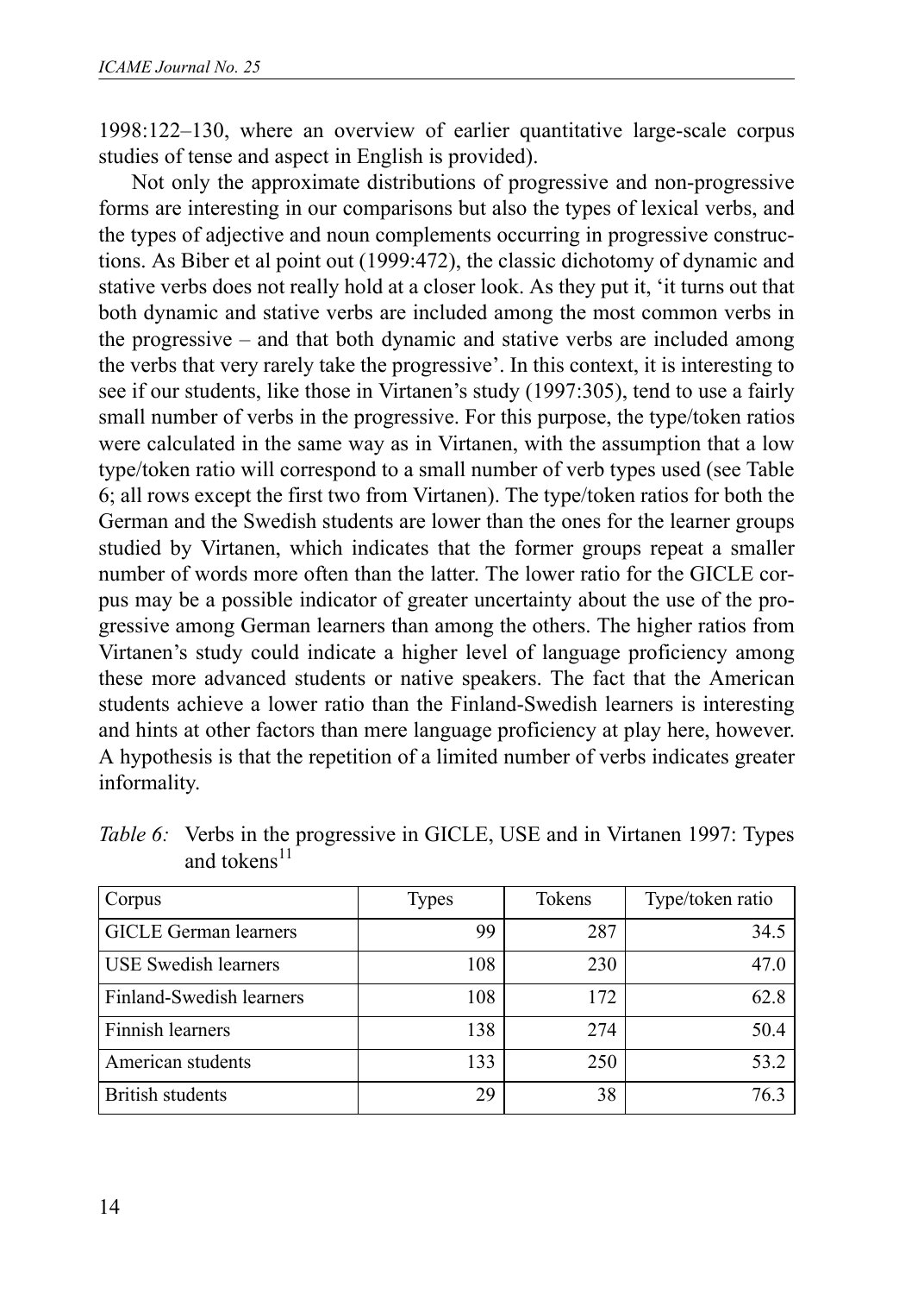1998:122–130, where an overview of earlier quantitative large-scale corpus studies of tense and aspect in English is provided).

Not only the approximate distributions of progressive and non-progressive forms are interesting in our comparisons but also the types of lexical verbs, and the types of adjective and noun complements occurring in progressive constructions. As Biber et al point out (1999:472), the classic dichotomy of dynamic and stative verbs does not really hold at a closer look. As they put it, 'it turns out that both dynamic and stative verbs are included among the most common verbs in the progressive – and that both dynamic and stative verbs are included among the verbs that very rarely take the progressive'. In this context, it is interesting to see if our students, like those in Virtanen's study (1997:305), tend to use a fairly small number of verbs in the progressive. For this purpose, the type/token ratios were calculated in the same way as in Virtanen, with the assumption that a low type/token ratio will correspond to a small number of verb types used (see Table 6; all rows except the first two from Virtanen). The type/token ratios for both the German and the Swedish students are lower than the ones for the learner groups studied by Virtanen, which indicates that the former groups repeat a smaller number of words more often than the latter. The lower ratio for the GICLE corpus may be a possible indicator of greater uncertainty about the use of the progressive among German learners than among the others. The higher ratios from Virtanen's study could indicate a higher level of language proficiency among these more advanced students or native speakers. The fact that the American students achieve a lower ratio than the Finland-Swedish learners is interesting and hints at other factors than mere language proficiency at play here, however. A hypothesis is that the repetition of a limited number of verbs indicates greater informality.

*Table 6:* Verbs in the progressive in GICLE, USE and in Virtanen 1997: Types and tokens[11]

| Corpus | Types | Tokens | Type/token ratio |
|---|---|---|---|
| GICLE German learners | 99 | 287 | 34.5 |
| USE Swedish learners | 108 | 230 | 47.0 |
| Finland-Swedish learners | 108 | 172 | 62.8 |
| Finnish learners | 138 | 274 | 50.4 |
| American students | 133 | 250 | 53.2 |
| British students | 29 | 38 | 76.3 |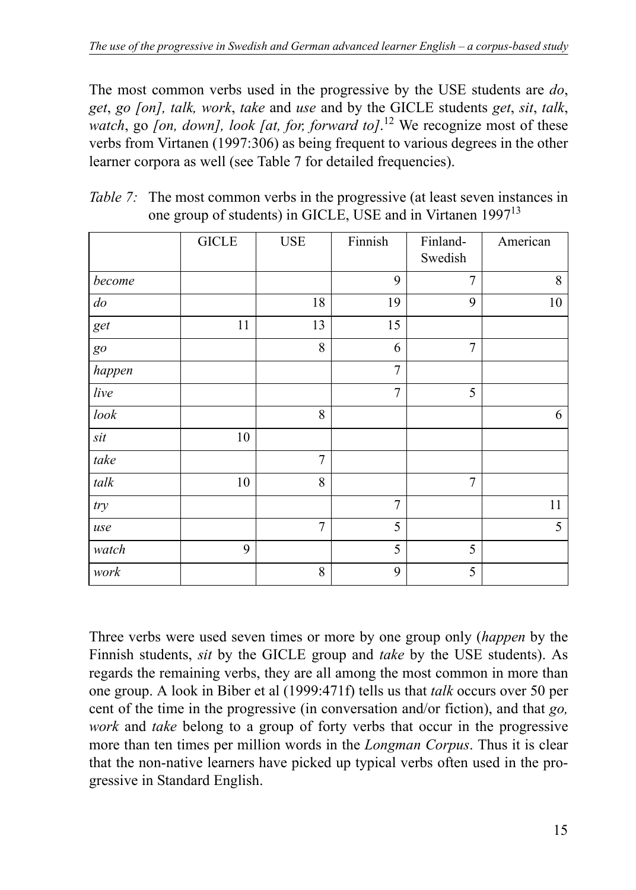The most common verbs used in the progressive by the USE students are *do*, *get*, *go [on], talk, work*, *take* and *use* and by the GICLE students *get*, *sit*, *talk*, *watch*, go *[on, down], look [at, for, forward to]*.[12] We recognize most of these verbs from Virtanen (1997:306) as being frequent to various degrees in the other learner corpora as well (see Table 7 for detailed frequencies).

*Table 7:* The most common verbs in the progressive (at least seven instances in one group of students) in GICLE, USE and in Virtanen 1997[13]

| | GICLE | USE | Finnish | Finland-Swedish | American |
|---|---|---|---|---|---|
| *become* | | | 9 | 7 | 8 |
| *do* | | 18 | 19 | 9 | 10 |
| *get* | 11 | 13 | 15 | | |
| *go* | | 8 | 6 | 7 | |
| *happen* | | | 7 | | |
| *live* | | | 7 | 5 | |
| *look* | | 8 | | | 6 |
| *sit* | 10 | | | | |
| *take* | | 7 | | | |
| *talk* | 10 | 8 | | 7 | |
| *try* | | | 7 | | 11 |
| *use* | | 7 | 5 | | 5 |
| *watch* | 9 | | 5 | 5 | |
| *work* | | 8 | 9 | 5 | |

Three verbs were used seven times or more by one group only (*happen* by the Finnish students, *sit* by the GICLE group and *take* by the USE students). As regards the remaining verbs, they are all among the most common in more than one group. A look in Biber et al (1999:471f) tells us that *talk* occurs over 50 per cent of the time in the progressive (in conversation and/or fiction), and that *go, work* and *take* belong to a group of forty verbs that occur in the progressive more than ten times per million words in the *Longman Corpus*. Thus it is clear that the non-native learners have picked up typical verbs often used in the progressive in Standard English.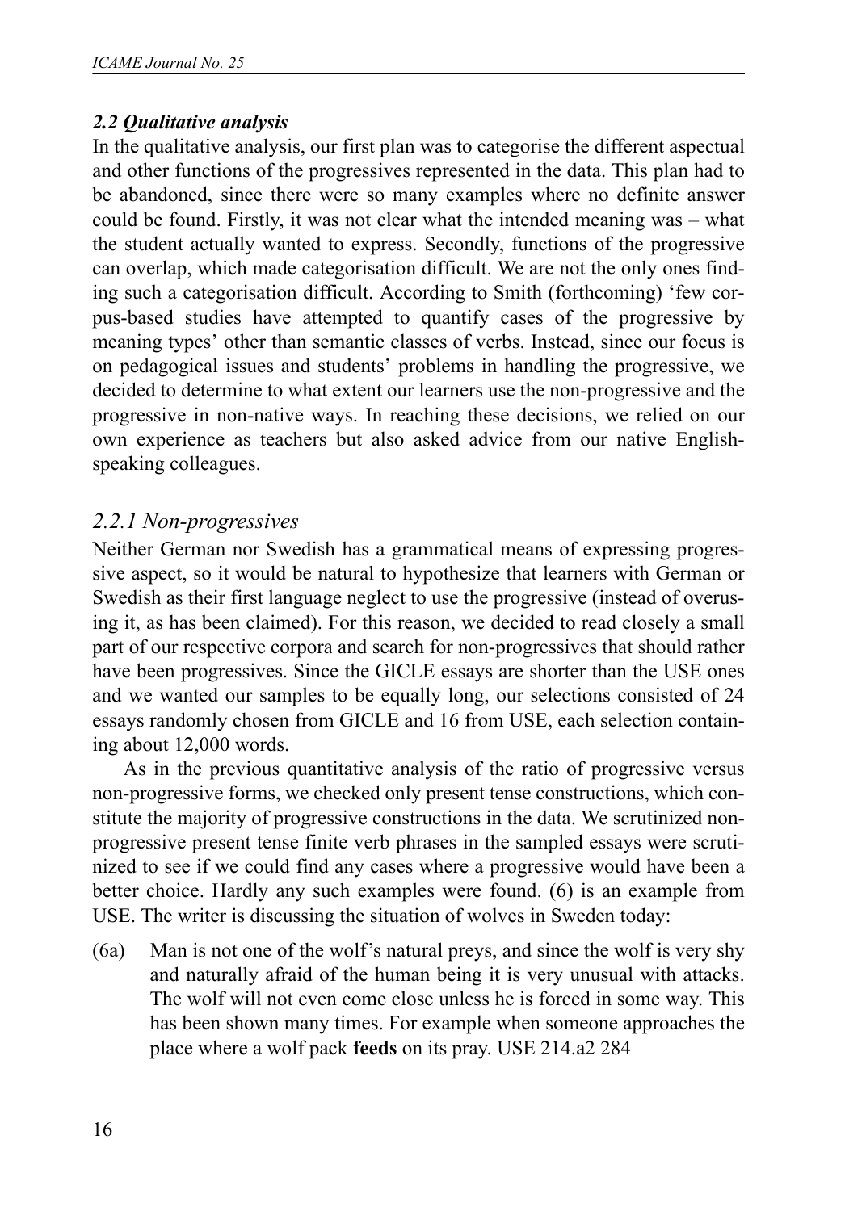### *2.2 Qualitative analysis*

In the qualitative analysis, our first plan was to categorise the different aspectual and other functions of the progressives represented in the data. This plan had to be abandoned, since there were so many examples where no definite answer could be found. Firstly, it was not clear what the intended meaning was – what the student actually wanted to express. Secondly, functions of the progressive can overlap, which made categorisation difficult. We are not the only ones finding such a categorisation difficult. According to Smith (forthcoming) 'few corpus-based studies have attempted to quantify cases of the progressive by meaning types' other than semantic classes of verbs. Instead, since our focus is on pedagogical issues and students' problems in handling the progressive, we decided to determine to what extent our learners use the non-progressive and the progressive in non-native ways. In reaching these decisions, we relied on our own experience as teachers but also asked advice from our native English-speaking colleagues.

#### *2.2.1 Non-progressives*

Neither German nor Swedish has a grammatical means of expressing progressive aspect, so it would be natural to hypothesize that learners with German or Swedish as their first language neglect to use the progressive (instead of overusing it, as has been claimed). For this reason, we decided to read closely a small part of our respective corpora and search for non-progressives that should rather have been progressives. Since the GICLE essays are shorter than the USE ones and we wanted our samples to be equally long, our selections consisted of 24 essays randomly chosen from GICLE and 16 from USE, each selection containing about 12,000 words.

As in the previous quantitative analysis of the ratio of progressive versus non-progressive forms, we checked only present tense constructions, which constitute the majority of progressive constructions in the data. We scrutinized non-progressive present tense finite verb phrases in the sampled essays were scrutinized to see if we could find any cases where a progressive would have been a better choice. Hardly any such examples were found. (6) is an example from USE. The writer is discussing the situation of wolves in Sweden today:

(6a) Man is not one of the wolf's natural preys, and since the wolf is very shy and naturally afraid of the human being it is very unusual with attacks. The wolf will not even come close unless he is forced in some way. This has been shown many times. For example when someone approaches the place where a wolf pack **feeds** on its pray. USE 214.a2 284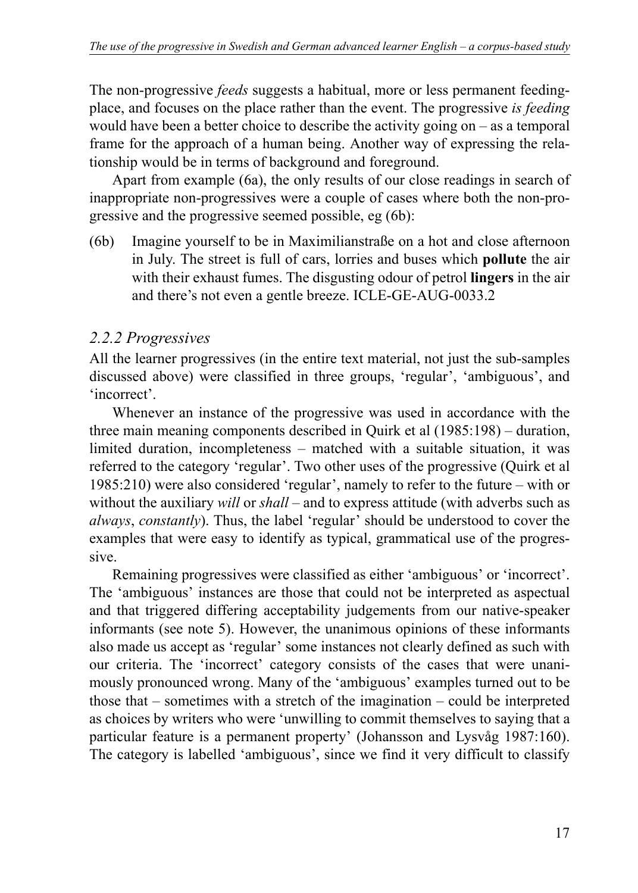The non-progressive *feeds* suggests a habitual, more or less permanent feeding-place, and focuses on the place rather than the event. The progressive *is feeding* would have been a better choice to describe the activity going on – as a temporal frame for the approach of a human being. Another way of expressing the relationship would be in terms of background and foreground.

Apart from example (6a), the only results of our close readings in search of inappropriate non-progressives were a couple of cases where both the non-progressive and the progressive seemed possible, eg (6b):

(6b) Imagine yourself to be in Maximilianstraße on a hot and close afternoon in July. The street is full of cars, lorries and buses which **pollute** the air with their exhaust fumes. The disgusting odour of petrol **lingers** in the air and there's not even a gentle breeze. ICLE-GE-AUG-0033.2

### *2.2.2 Progressives*

All the learner progressives (in the entire text material, not just the sub-samples discussed above) were classified in three groups, 'regular', 'ambiguous', and 'incorrect'.

Whenever an instance of the progressive was used in accordance with the three main meaning components described in Quirk et al (1985:198) – duration, limited duration, incompleteness – matched with a suitable situation, it was referred to the category 'regular'. Two other uses of the progressive (Quirk et al 1985:210) were also considered 'regular', namely to refer to the future – with or without the auxiliary *will* or *shall* – and to express attitude (with adverbs such as *always*, *constantly*). Thus, the label 'regular' should be understood to cover the examples that were easy to identify as typical, grammatical use of the progressive.

Remaining progressives were classified as either 'ambiguous' or 'incorrect'. The 'ambiguous' instances are those that could not be interpreted as aspectual and that triggered differing acceptability judgements from our native-speaker informants (see note 5). However, the unanimous opinions of these informants also made us accept as 'regular' some instances not clearly defined as such with our criteria. The 'incorrect' category consists of the cases that were unanimously pronounced wrong. Many of the 'ambiguous' examples turned out to be those that – sometimes with a stretch of the imagination – could be interpreted as choices by writers who were 'unwilling to commit themselves to saying that a particular feature is a permanent property' (Johansson and Lysvåg 1987:160). The category is labelled 'ambiguous', since we find it very difficult to classify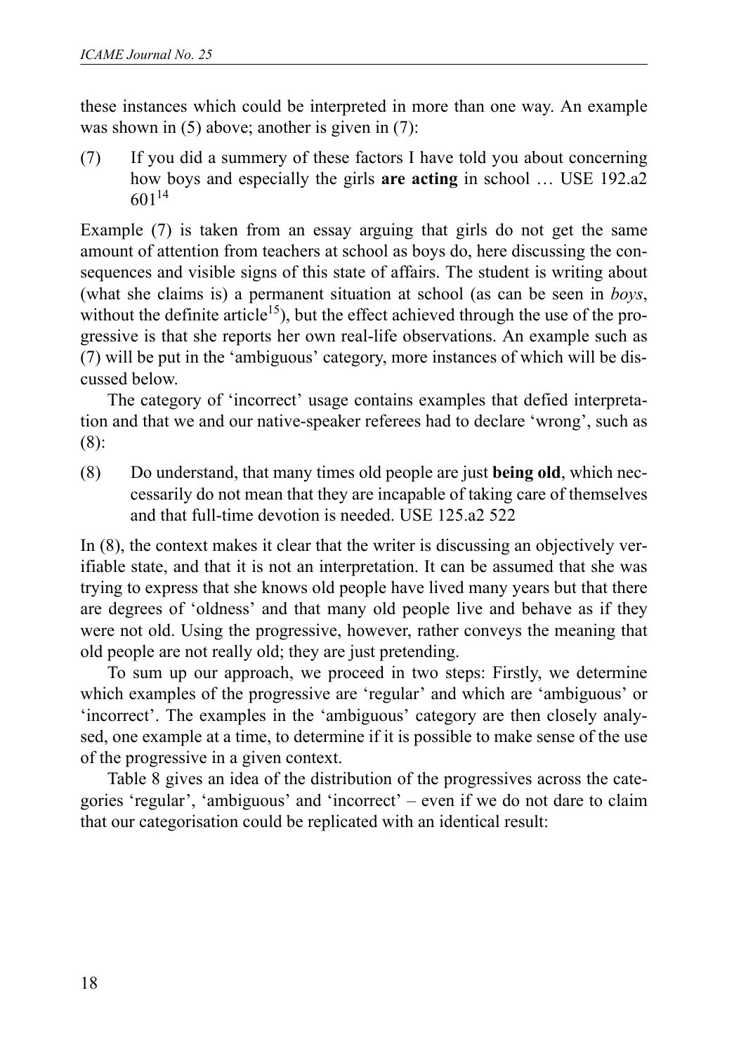these instances which could be interpreted in more than one way. An example was shown in (5) above; another is given in (7):

(7) If you did a summery of these factors I have told you about concerning how boys and especially the girls **are acting** in school … USE 192.a2 601[14]

Example (7) is taken from an essay arguing that girls do not get the same amount of attention from teachers at school as boys do, here discussing the consequences and visible signs of this state of affairs. The student is writing about (what she claims is) a permanent situation at school (as can be seen in *boys*, without the definite article[15]), but the effect achieved through the use of the progressive is that she reports her own real-life observations. An example such as (7) will be put in the 'ambiguous' category, more instances of which will be discussed below.

The category of 'incorrect' usage contains examples that defied interpretation and that we and our native-speaker referees had to declare 'wrong', such as (8):

(8) Do understand, that many times old people are just **being old**, which neccessarily do not mean that they are incapable of taking care of themselves and that full-time devotion is needed. USE 125.a2 522

In (8), the context makes it clear that the writer is discussing an objectively verifiable state, and that it is not an interpretation. It can be assumed that she was trying to express that she knows old people have lived many years but that there are degrees of 'oldness' and that many old people live and behave as if they were not old. Using the progressive, however, rather conveys the meaning that old people are not really old; they are just pretending.

To sum up our approach, we proceed in two steps: Firstly, we determine which examples of the progressive are 'regular' and which are 'ambiguous' or 'incorrect'. The examples in the 'ambiguous' category are then closely analysed, one example at a time, to determine if it is possible to make sense of the use of the progressive in a given context.

Table 8 gives an idea of the distribution of the progressives across the categories 'regular', 'ambiguous' and 'incorrect' – even if we do not dare to claim that our categorisation could be replicated with an identical result: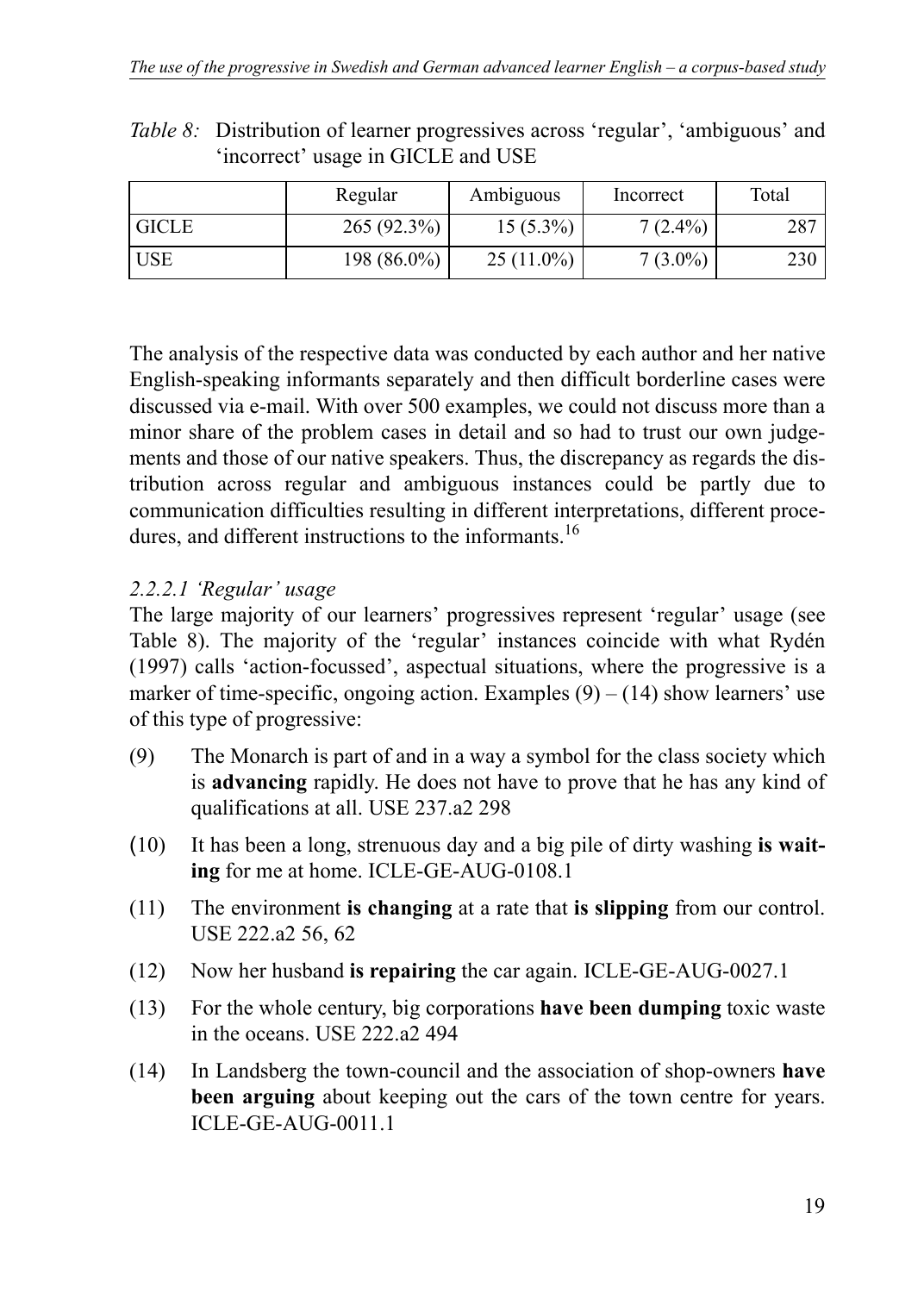*Table 8:* Distribution of learner progressives across ‘regular’, ‘ambiguous’ and ‘incorrect’ usage in GICLE and USE

| | Regular | Ambiguous | Incorrect | Total |
|---|---|---|---|---|
| GICLE | 265 (92.3%) | 15 (5.3%) | 7 (2.4%) | 287 |
| USE | 198 (86.0%) | 25 (11.0%) | 7 (3.0%) | 230 |

The analysis of the respective data was conducted by each author and her native English-speaking informants separately and then difficult borderline cases were discussed via e-mail. With over 500 examples, we could not discuss more than a minor share of the problem cases in detail and so had to trust our own judgements and those of our native speakers. Thus, the discrepancy as regards the distribution across regular and ambiguous instances could be partly due to communication difficulties resulting in different interpretations, different procedures, and different instructions to the informants.[16]

#### *2.2.2.1 ‘Regular’ usage*

The large majority of our learners’ progressives represent ‘regular’ usage (see Table 8). The majority of the ‘regular’ instances coincide with what Rydén (1997) calls ‘action-focussed’, aspectual situations, where the progressive is a marker of time-specific, ongoing action. Examples (9) – (14) show learners’ use of this type of progressive:

(9) The Monarch is part of and in a way a symbol for the class society which is **advancing** rapidly. He does not have to prove that he has any kind of qualifications at all. USE 237.a2 298

(10) It has been a long, strenuous day and a big pile of dirty washing **is waiting** for me at home. ICLE-GE-AUG-0108.1

(11) The environment **is changing** at a rate that **is slipping** from our control. USE 222.a2 56, 62

(12) Now her husband **is repairing** the car again. ICLE-GE-AUG-0027.1

(13) For the whole century, big corporations **have been dumping** toxic waste in the oceans. USE 222.a2 494

(14) In Landsberg the town-council and the association of shop-owners **have been arguing** about keeping out the cars of the town centre for years. ICLE-GE-AUG-0011.1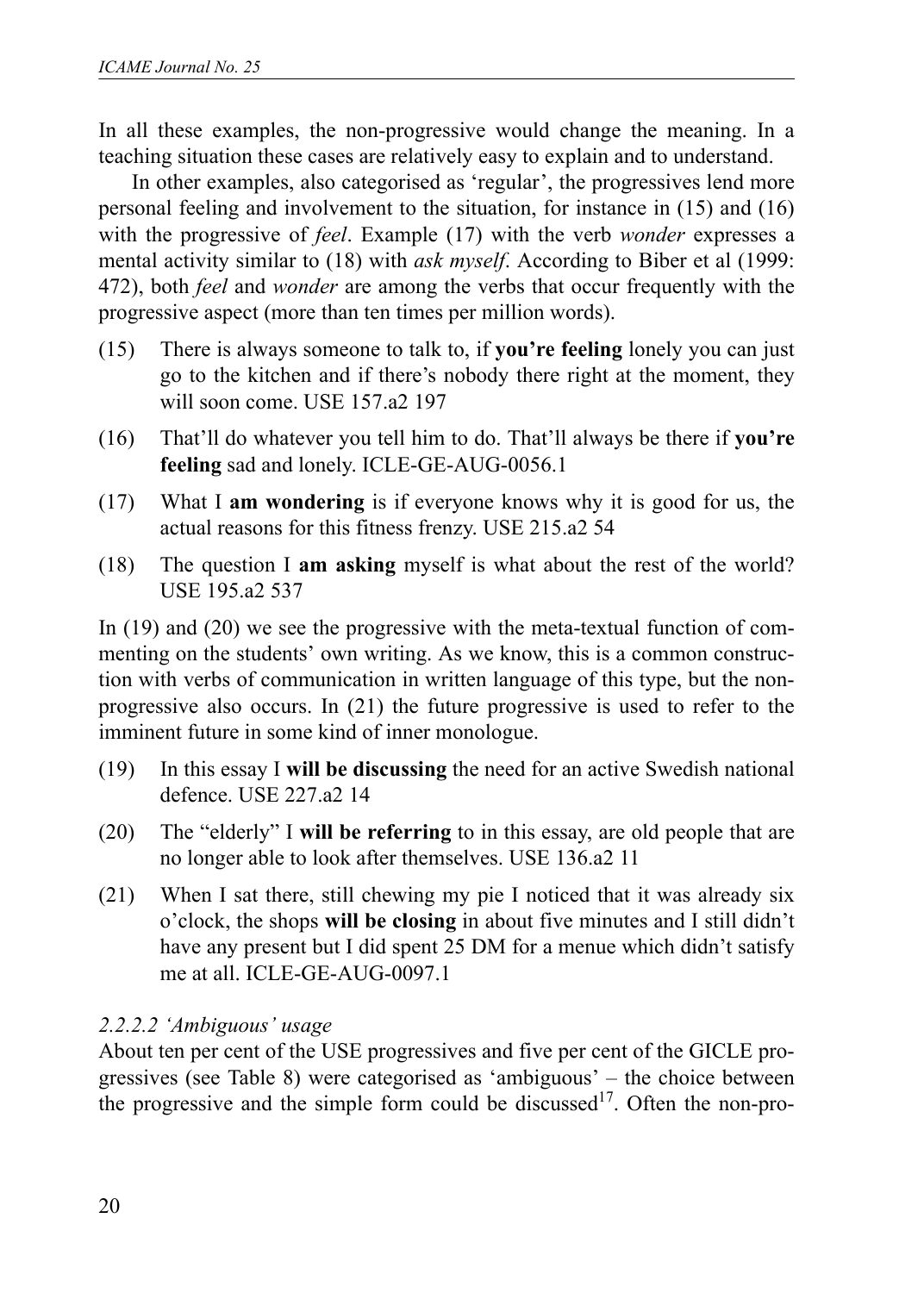In all these examples, the non-progressive would change the meaning. In a teaching situation these cases are relatively easy to explain and to understand.

In other examples, also categorised as 'regular', the progressives lend more personal feeling and involvement to the situation, for instance in (15) and (16) with the progressive of *feel*. Example (17) with the verb *wonder* expresses a mental activity similar to (18) with *ask myself*. According to Biber et al (1999: 472), both *feel* and *wonder* are among the verbs that occur frequently with the progressive aspect (more than ten times per million words).

(15) There is always someone to talk to, if **you're feeling** lonely you can just go to the kitchen and if there's nobody there right at the moment, they will soon come. USE 157.a2 197

(16) That'll do whatever you tell him to do. That'll always be there if **you're feeling** sad and lonely. ICLE-GE-AUG-0056.1

(17) What I **am wondering** is if everyone knows why it is good for us, the actual reasons for this fitness frenzy. USE 215.a2 54

(18) The question I **am asking** myself is what about the rest of the world? USE 195.a2 537

In (19) and (20) we see the progressive with the meta-textual function of commenting on the students' own writing. As we know, this is a common construction with verbs of communication in written language of this type, but the non-progressive also occurs. In (21) the future progressive is used to refer to the imminent future in some kind of inner monologue.

(19) In this essay I **will be discussing** the need for an active Swedish national defence. USE 227.a2 14

(20) The "elderly" I **will be referring** to in this essay, are old people that are no longer able to look after themselves. USE 136.a2 11

(21) When I sat there, still chewing my pie I noticed that it was already six o'clock, the shops **will be closing** in about five minutes and I still didn't have any present but I did spent 25 DM for a menue which didn't satisfy me at all. ICLE-GE-AUG-0097.1

#### *2.2.2.2 'Ambiguous' usage*

About ten per cent of the USE progressives and five per cent of the GICLE progressives (see Table 8) were categorised as 'ambiguous' – the choice between the progressive and the simple form could be discussed[17]. Often the non-pro-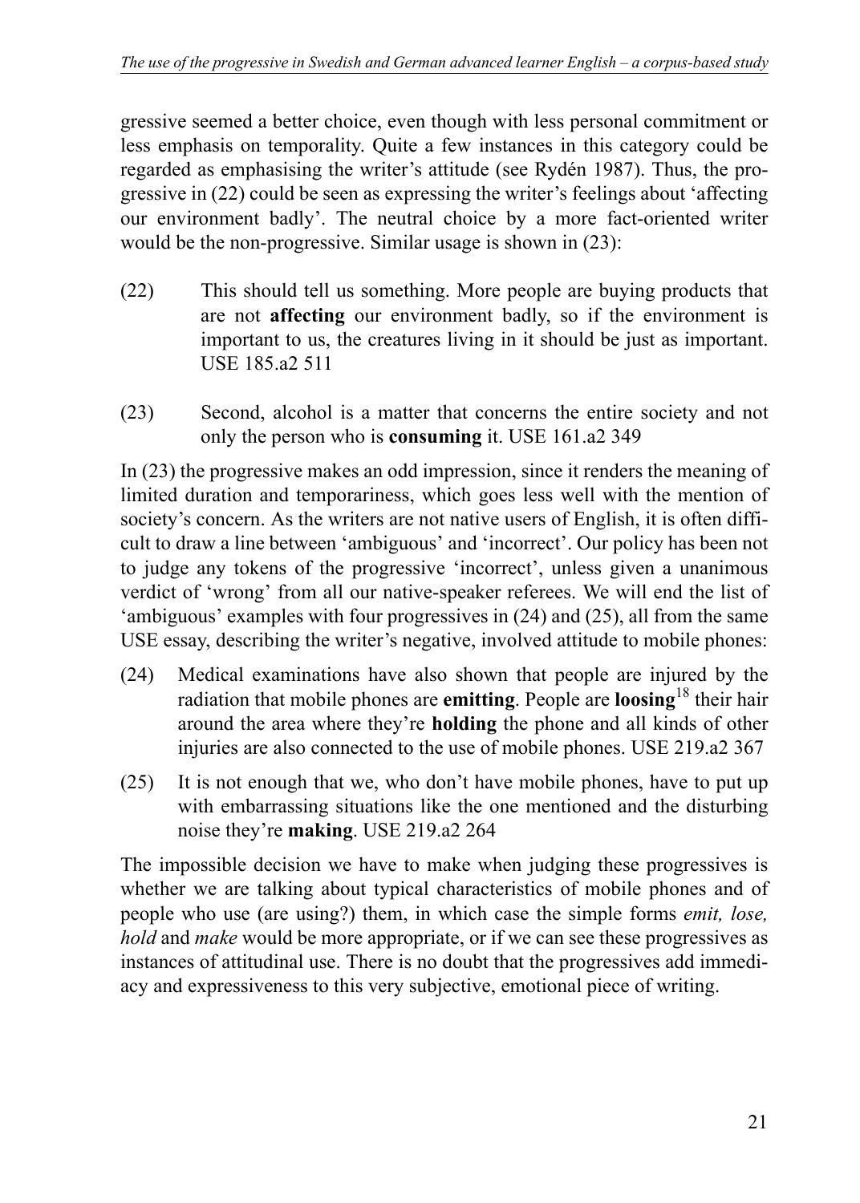gressive seemed a better choice, even though with less personal commitment or less emphasis on temporality. Quite a few instances in this category could be regarded as emphasising the writer's attitude (see Rydén 1987). Thus, the progressive in (22) could be seen as expressing the writer's feelings about 'affecting our environment badly'. The neutral choice by a more fact-oriented writer would be the non-progressive. Similar usage is shown in (23):

(22) This should tell us something. More people are buying products that are not **affecting** our environment badly, so if the environment is important to us, the creatures living in it should be just as important. USE 185.a2 511

(23) Second, alcohol is a matter that concerns the entire society and not only the person who is **consuming** it. USE 161.a2 349

In (23) the progressive makes an odd impression, since it renders the meaning of limited duration and temporariness, which goes less well with the mention of society's concern. As the writers are not native users of English, it is often difficult to draw a line between 'ambiguous' and 'incorrect'. Our policy has been not to judge any tokens of the progressive 'incorrect', unless given a unanimous verdict of 'wrong' from all our native-speaker referees. We will end the list of 'ambiguous' examples with four progressives in (24) and (25), all from the same USE essay, describing the writer's negative, involved attitude to mobile phones:

(24) Medical examinations have also shown that people are injured by the radiation that mobile phones are **emitting**. People are **loosing**[18] their hair around the area where they're **holding** the phone and all kinds of other injuries are also connected to the use of mobile phones. USE 219.a2 367

(25) It is not enough that we, who don't have mobile phones, have to put up with embarrassing situations like the one mentioned and the disturbing noise they're **making**. USE 219.a2 264

The impossible decision we have to make when judging these progressives is whether we are talking about typical characteristics of mobile phones and of people who use (are using?) them, in which case the simple forms *emit, lose, hold* and *make* would be more appropriate, or if we can see these progressives as instances of attitudinal use. There is no doubt that the progressives add immediacy and expressiveness to this very subjective, emotional piece of writing.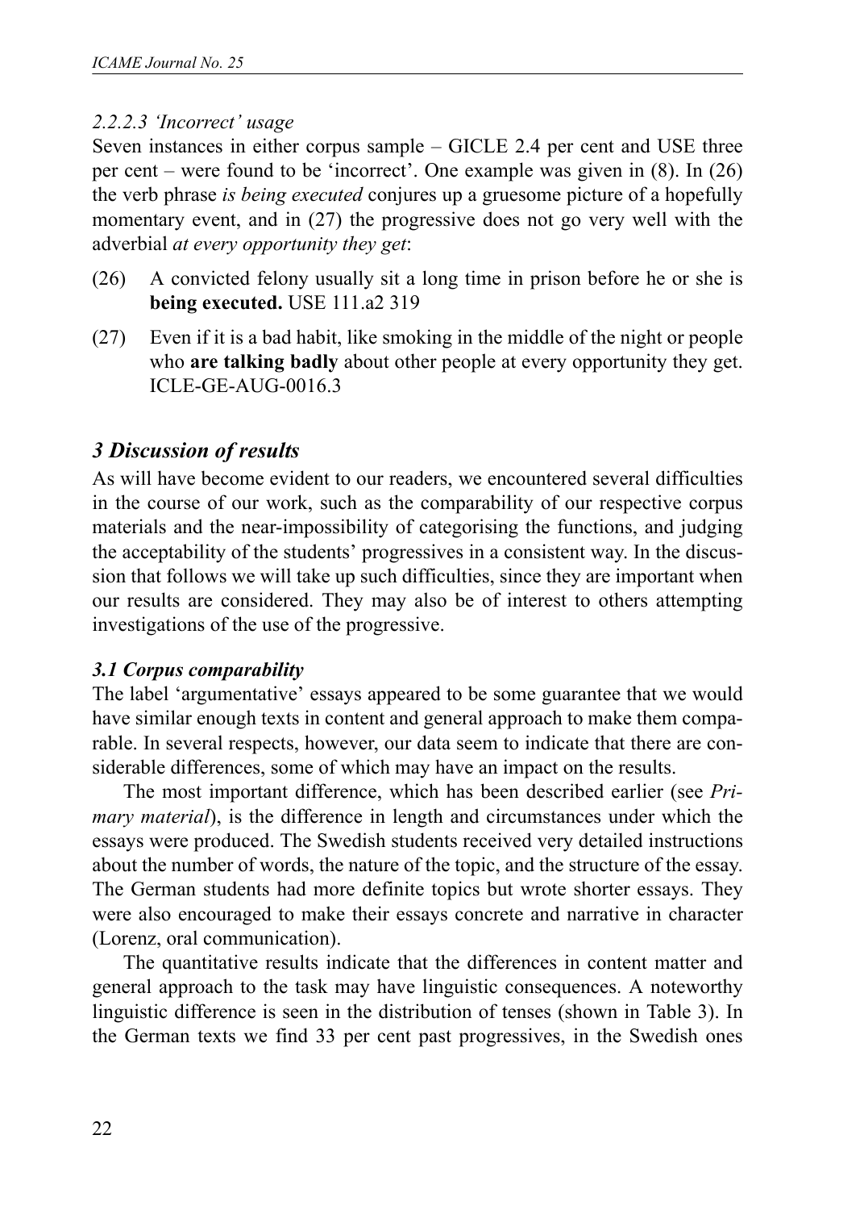#### *2.2.2.3 'Incorrect' usage*

Seven instances in either corpus sample – GICLE 2.4 per cent and USE three per cent – were found to be 'incorrect'. One example was given in (8). In (26) the verb phrase *is being executed* conjures up a gruesome picture of a hopefully momentary event, and in (27) the progressive does not go very well with the adverbial *at every opportunity they get*:

(26) A convicted felony usually sit a long time in prison before he or she is **being executed.** USE 111.a2 319

(27) Even if it is a bad habit, like smoking in the middle of the night or people who **are talking badly** about other people at every opportunity they get. ICLE-GE-AUG-0016.3

## *3 Discussion of results*

As will have become evident to our readers, we encountered several difficulties in the course of our work, such as the comparability of our respective corpus materials and the near-impossibility of categorising the functions, and judging the acceptability of the students' progressives in a consistent way. In the discussion that follows we will take up such difficulties, since they are important when our results are considered. They may also be of interest to others attempting investigations of the use of the progressive.

### *3.1 Corpus comparability*

The label 'argumentative' essays appeared to be some guarantee that we would have similar enough texts in content and general approach to make them comparable. In several respects, however, our data seem to indicate that there are considerable differences, some of which may have an impact on the results.

The most important difference, which has been described earlier (see *Primary material*), is the difference in length and circumstances under which the essays were produced. The Swedish students received very detailed instructions about the number of words, the nature of the topic, and the structure of the essay. The German students had more definite topics but wrote shorter essays. They were also encouraged to make their essays concrete and narrative in character (Lorenz, oral communication).

The quantitative results indicate that the differences in content matter and general approach to the task may have linguistic consequences. A noteworthy linguistic difference is seen in the distribution of tenses (shown in Table 3). In the German texts we find 33 per cent past progressives, in the Swedish ones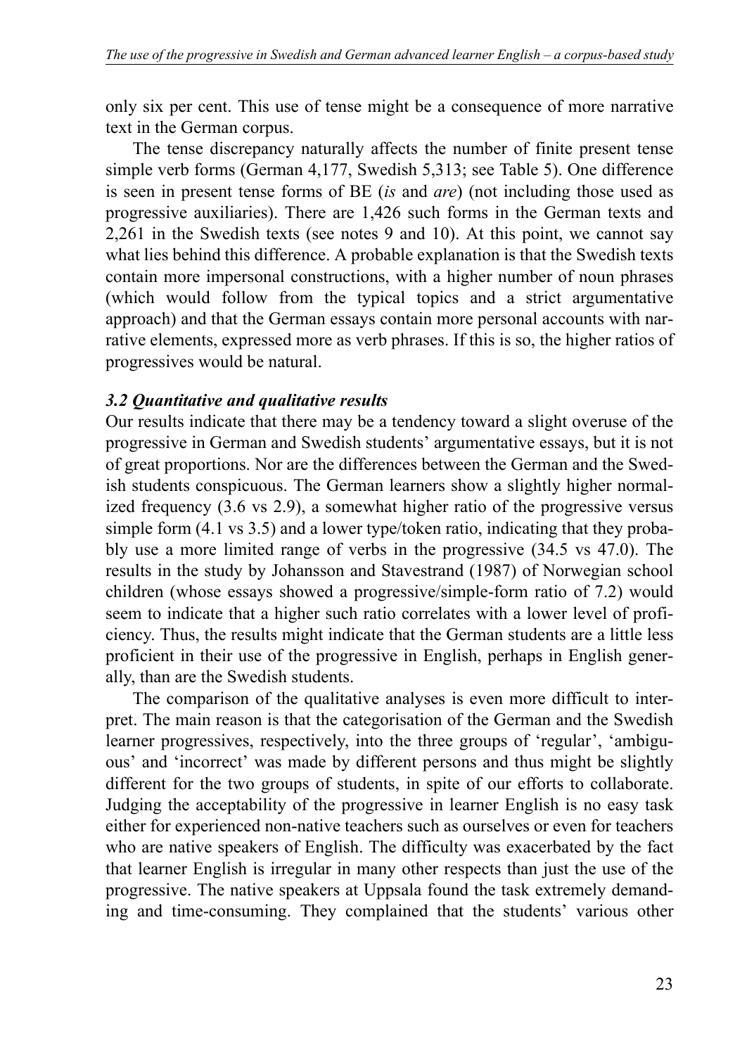only six per cent. This use of tense might be a consequence of more narrative text in the German corpus.

The tense discrepancy naturally affects the number of finite present tense simple verb forms (German 4,177, Swedish 5,313; see Table 5). One difference is seen in present tense forms of BE (*is* and *are*) (not including those used as progressive auxiliaries). There are 1,426 such forms in the German texts and 2,261 in the Swedish texts (see notes 9 and 10). At this point, we cannot say what lies behind this difference. A probable explanation is that the Swedish texts contain more impersonal constructions, with a higher number of noun phrases (which would follow from the typical topics and a strict argumentative approach) and that the German essays contain more personal accounts with narrative elements, expressed more as verb phrases. If this is so, the higher ratios of progressives would be natural.

### *3.2 Quantitative and qualitative results*

Our results indicate that there may be a tendency toward a slight overuse of the progressive in German and Swedish students' argumentative essays, but it is not of great proportions. Nor are the differences between the German and the Swedish students conspicuous. The German learners show a slightly higher normalized frequency (3.6 vs 2.9), a somewhat higher ratio of the progressive versus simple form (4.1 vs 3.5) and a lower type/token ratio, indicating that they probably use a more limited range of verbs in the progressive (34.5 vs 47.0). The results in the study by Johansson and Stavestrand (1987) of Norwegian school children (whose essays showed a progressive/simple-form ratio of 7.2) would seem to indicate that a higher such ratio correlates with a lower level of proficiency. Thus, the results might indicate that the German students are a little less proficient in their use of the progressive in English, perhaps in English generally, than are the Swedish students.

The comparison of the qualitative analyses is even more difficult to interpret. The main reason is that the categorisation of the German and the Swedish learner progressives, respectively, into the three groups of 'regular', 'ambiguous' and 'incorrect' was made by different persons and thus might be slightly different for the two groups of students, in spite of our efforts to collaborate. Judging the acceptability of the progressive in learner English is no easy task either for experienced non-native teachers such as ourselves or even for teachers who are native speakers of English. The difficulty was exacerbated by the fact that learner English is irregular in many other respects than just the use of the progressive. The native speakers at Uppsala found the task extremely demanding and time-consuming. They complained that the students' various other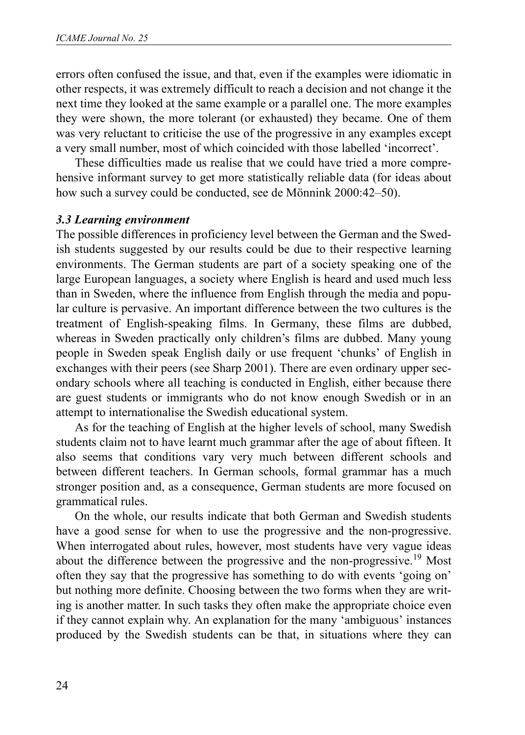errors often confused the issue, and that, even if the examples were idiomatic in other respects, it was extremely difficult to reach a decision and not change it the next time they looked at the same example or a parallel one. The more examples they were shown, the more tolerant (or exhausted) they became. One of them was very reluctant to criticise the use of the progressive in any examples except a very small number, most of which coincided with those labelled 'incorrect'.

These difficulties made us realise that we could have tried a more comprehensive informant survey to get more statistically reliable data (for ideas about how such a survey could be conducted, see de Mönnink 2000:42–50).

### *3.3 Learning environment*

The possible differences in proficiency level between the German and the Swedish students suggested by our results could be due to their respective learning environments. The German students are part of a society speaking one of the large European languages, a society where English is heard and used much less than in Sweden, where the influence from English through the media and popular culture is pervasive. An important difference between the two cultures is the treatment of English-speaking films. In Germany, these films are dubbed, whereas in Sweden practically only children's films are dubbed. Many young people in Sweden speak English daily or use frequent 'chunks' of English in exchanges with their peers (see Sharp 2001). There are even ordinary upper secondary schools where all teaching is conducted in English, either because there are guest students or immigrants who do not know enough Swedish or in an attempt to internationalise the Swedish educational system.

As for the teaching of English at the higher levels of school, many Swedish students claim not to have learnt much grammar after the age of about fifteen. It also seems that conditions vary very much between different schools and between different teachers. In German schools, formal grammar has a much stronger position and, as a consequence, German students are more focused on grammatical rules.

On the whole, our results indicate that both German and Swedish students have a good sense for when to use the progressive and the non-progressive. When interrogated about rules, however, most students have very vague ideas about the difference between the progressive and the non-progressive.[19] Most often they say that the progressive has something to do with events 'going on' but nothing more definite. Choosing between the two forms when they are writing is another matter. In such tasks they often make the appropriate choice even if they cannot explain why. An explanation for the many 'ambiguous' instances produced by the Swedish students can be that, in situations where they can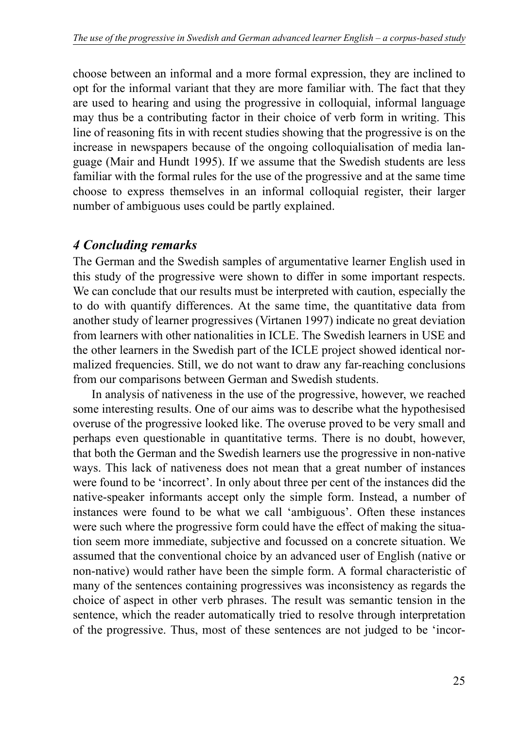choose between an informal and a more formal expression, they are inclined to opt for the informal variant that they are more familiar with. The fact that they are used to hearing and using the progressive in colloquial, informal language may thus be a contributing factor in their choice of verb form in writing. This line of reasoning fits in with recent studies showing that the progressive is on the increase in newspapers because of the ongoing colloquialisation of media language (Mair and Hundt 1995). If we assume that the Swedish students are less familiar with the formal rules for the use of the progressive and at the same time choose to express themselves in an informal colloquial register, their larger number of ambiguous uses could be partly explained.

### *4 Concluding remarks*

The German and the Swedish samples of argumentative learner English used in this study of the progressive were shown to differ in some important respects. We can conclude that our results must be interpreted with caution, especially the to do with quantify differences. At the same time, the quantitative data from another study of learner progressives (Virtanen 1997) indicate no great deviation from learners with other nationalities in ICLE. The Swedish learners in USE and the other learners in the Swedish part of the ICLE project showed identical normalized frequencies. Still, we do not want to draw any far-reaching conclusions from our comparisons between German and Swedish students.

In analysis of nativeness in the use of the progressive, however, we reached some interesting results. One of our aims was to describe what the hypothesised overuse of the progressive looked like. The overuse proved to be very small and perhaps even questionable in quantitative terms. There is no doubt, however, that both the German and the Swedish learners use the progressive in non-native ways. This lack of nativeness does not mean that a great number of instances were found to be 'incorrect'. In only about three per cent of the instances did the native-speaker informants accept only the simple form. Instead, a number of instances were found to be what we call 'ambiguous'. Often these instances were such where the progressive form could have the effect of making the situation seem more immediate, subjective and focussed on a concrete situation. We assumed that the conventional choice by an advanced user of English (native or non-native) would rather have been the simple form. A formal characteristic of many of the sentences containing progressives was inconsistency as regards the choice of aspect in other verb phrases. The result was semantic tension in the sentence, which the reader automatically tried to resolve through interpretation of the progressive. Thus, most of these sentences are not judged to be 'incor-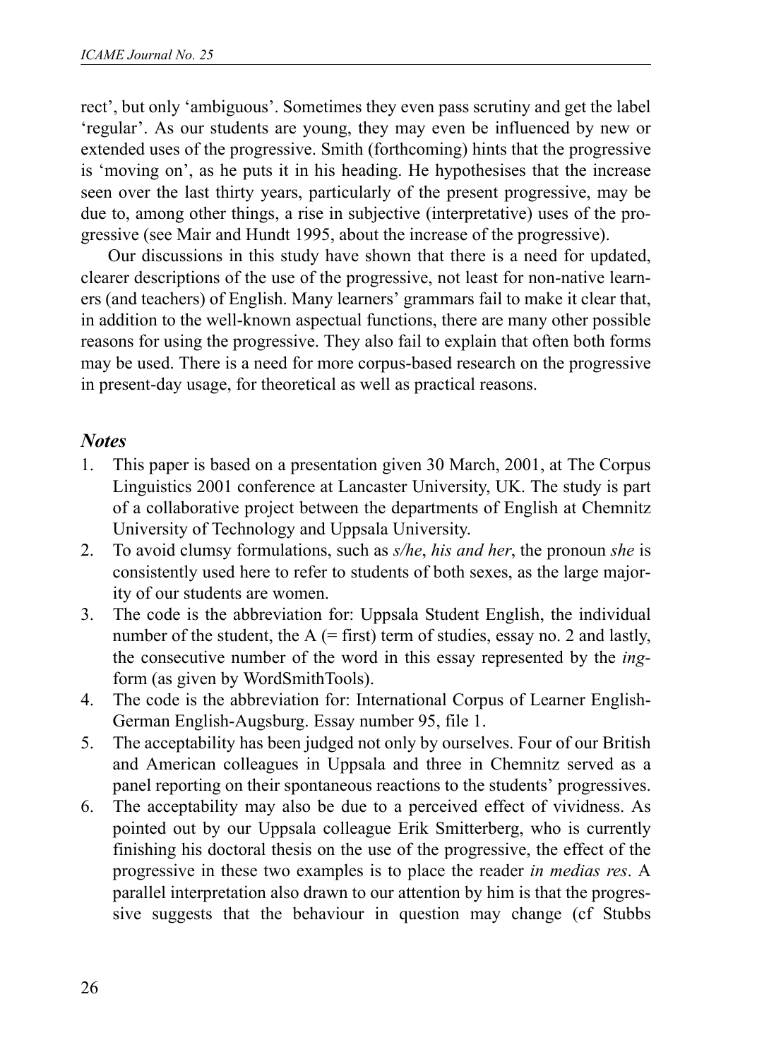rect', but only 'ambiguous'. Sometimes they even pass scrutiny and get the label 'regular'. As our students are young, they may even be influenced by new or extended uses of the progressive. Smith (forthcoming) hints that the progressive is 'moving on', as he puts it in his heading. He hypothesises that the increase seen over the last thirty years, particularly of the present progressive, may be due to, among other things, a rise in subjective (interpretative) uses of the progressive (see Mair and Hundt 1995, about the increase of the progressive).

Our discussions in this study have shown that there is a need for updated, clearer descriptions of the use of the progressive, not least for non-native learners (and teachers) of English. Many learners' grammars fail to make it clear that, in addition to the well-known aspectual functions, there are many other possible reasons for using the progressive. They also fail to explain that often both forms may be used. There is a need for more corpus-based research on the progressive in present-day usage, for theoretical as well as practical reasons.

## *Notes*

1. This paper is based on a presentation given 30 March, 2001, at The Corpus Linguistics 2001 conference at Lancaster University, UK. The study is part of a collaborative project between the departments of English at Chemnitz University of Technology and Uppsala University.
2. To avoid clumsy formulations, such as *s/he*, *his and her*, the pronoun *she* is consistently used here to refer to students of both sexes, as the large majority of our students are women.
3. The code is the abbreviation for: Uppsala Student English, the individual number of the student, the A (= first) term of studies, essay no. 2 and lastly, the consecutive number of the word in this essay represented by the *ing*-form (as given by WordSmithTools).
4. The code is the abbreviation for: International Corpus of Learner English-German English-Augsburg. Essay number 95, file 1.
5. The acceptability has been judged not only by ourselves. Four of our British and American colleagues in Uppsala and three in Chemnitz served as a panel reporting on their spontaneous reactions to the students' progressives.
6. The acceptability may also be due to a perceived effect of vividness. As pointed out by our Uppsala colleague Erik Smitterberg, who is currently finishing his doctoral thesis on the use of the progressive, the effect of the progressive in these two examples is to place the reader *in medias res*. A parallel interpretation also drawn to our attention by him is that the progressive suggests that the behaviour in question may change (cf Stubbs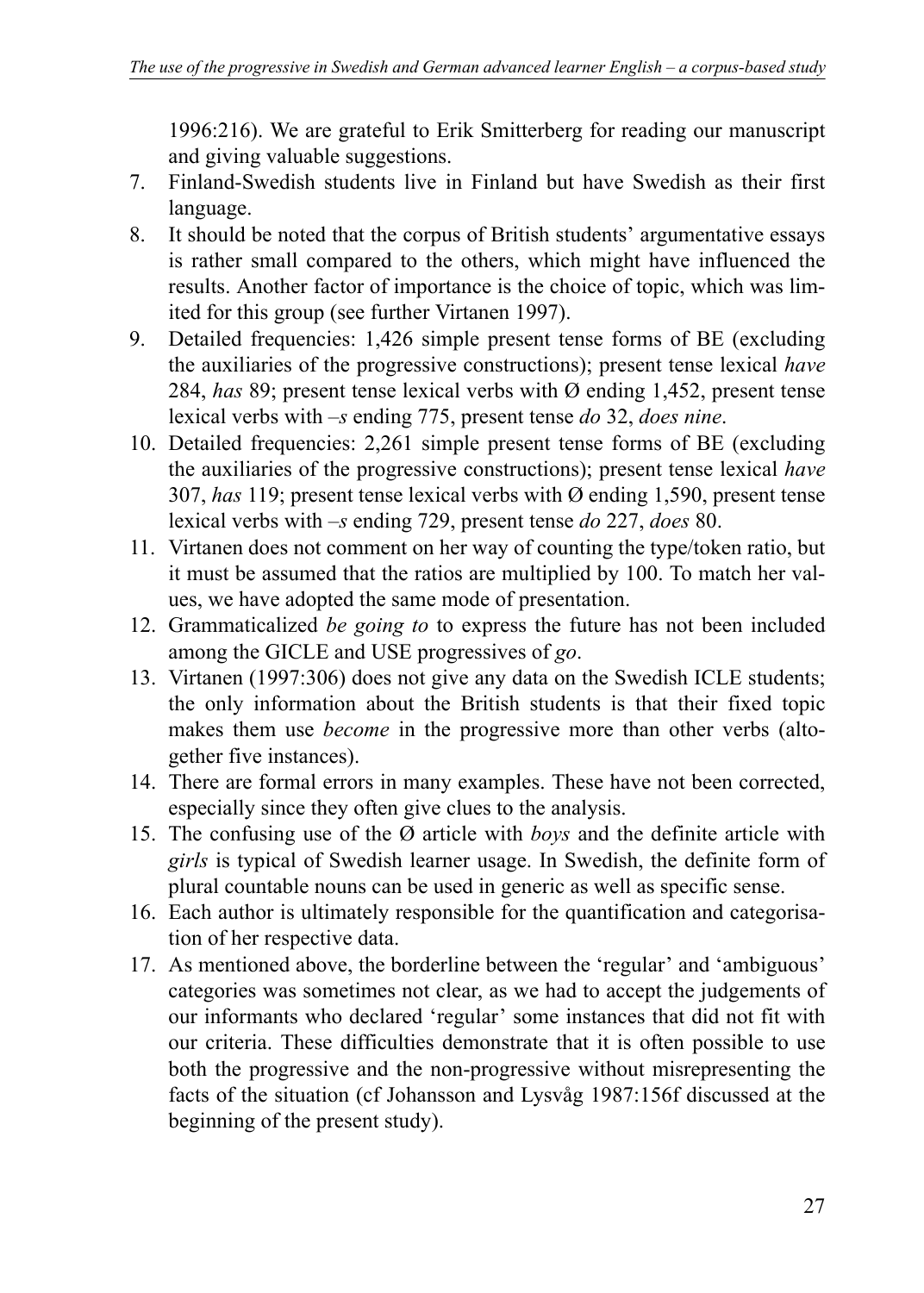1996:216). We are grateful to Erik Smitterberg for reading our manuscript and giving valuable suggestions.

7. Finland-Swedish students live in Finland but have Swedish as their first language.
8. It should be noted that the corpus of British students' argumentative essays is rather small compared to the others, which might have influenced the results. Another factor of importance is the choice of topic, which was limited for this group (see further Virtanen 1997).
9. Detailed frequencies: 1,426 simple present tense forms of BE (excluding the auxiliaries of the progressive constructions); present tense lexical *have* 284, *has* 89; present tense lexical verbs with Ø ending 1,452, present tense lexical verbs with *–s* ending 775, present tense *do* 32, *does nine*.
10. Detailed frequencies: 2,261 simple present tense forms of BE (excluding the auxiliaries of the progressive constructions); present tense lexical *have* 307, *has* 119; present tense lexical verbs with Ø ending 1,590, present tense lexical verbs with *–s* ending 729, present tense *do* 227, *does* 80.
11. Virtanen does not comment on her way of counting the type/token ratio, but it must be assumed that the ratios are multiplied by 100. To match her values, we have adopted the same mode of presentation.
12. Grammaticalized *be going to* to express the future has not been included among the GICLE and USE progressives of *go*.
13. Virtanen (1997:306) does not give any data on the Swedish ICLE students; the only information about the British students is that their fixed topic makes them use *become* in the progressive more than other verbs (altogether five instances).
14. There are formal errors in many examples. These have not been corrected, especially since they often give clues to the analysis.
15. The confusing use of the Ø article with *boys* and the definite article with *girls* is typical of Swedish learner usage. In Swedish, the definite form of plural countable nouns can be used in generic as well as specific sense.
16. Each author is ultimately responsible for the quantification and categorisation of her respective data.
17. As mentioned above, the borderline between the 'regular' and 'ambiguous' categories was sometimes not clear, as we had to accept the judgements of our informants who declared 'regular' some instances that did not fit with our criteria. These difficulties demonstrate that it is often possible to use both the progressive and the non-progressive without misrepresenting the facts of the situation (cf Johansson and Lysvåg 1987:156f discussed at the beginning of the present study).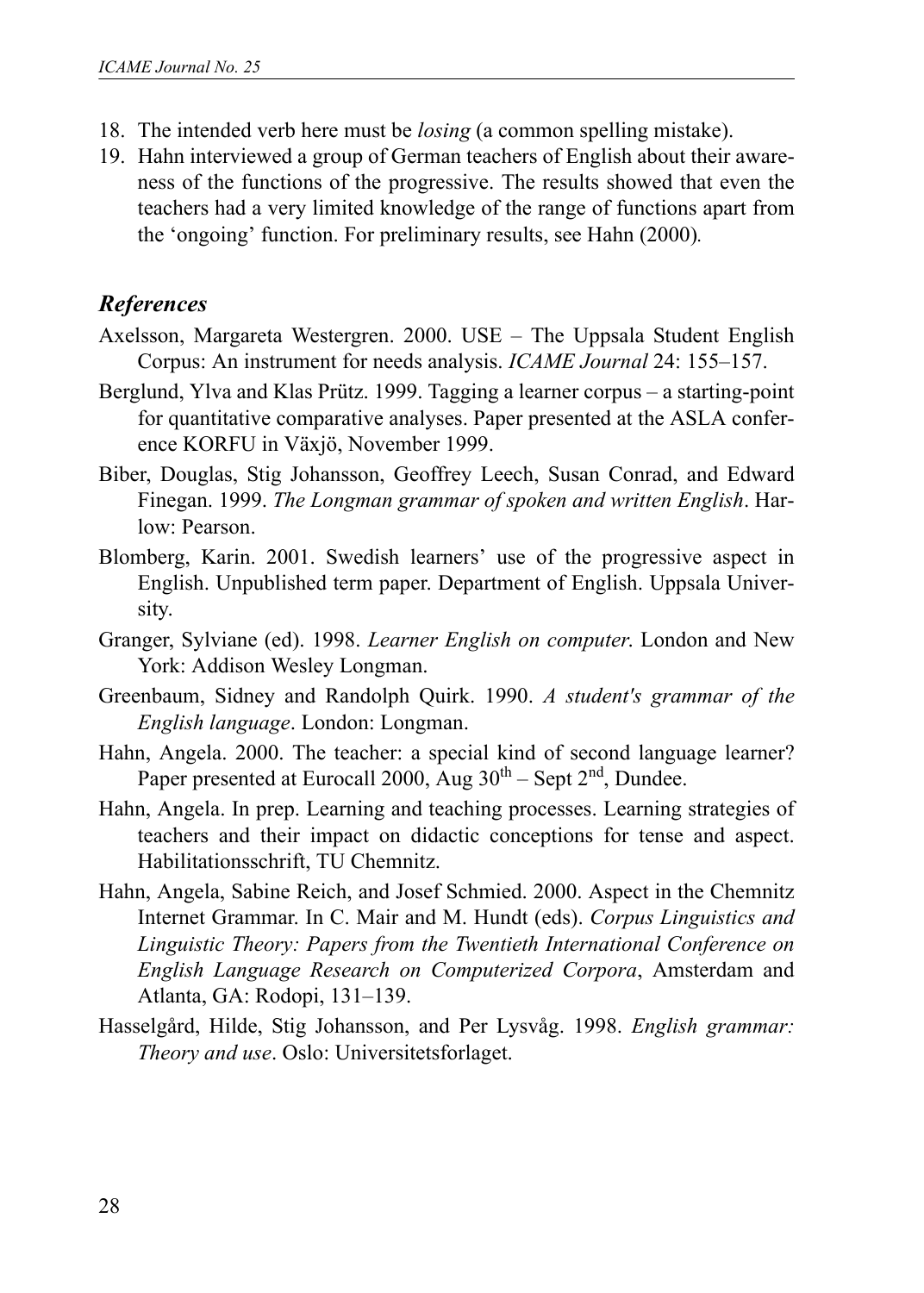18. The intended verb here must be *losing* (a common spelling mistake).
19. Hahn interviewed a group of German teachers of English about their awareness of the functions of the progressive. The results showed that even the teachers had a very limited knowledge of the range of functions apart from the 'ongoing' function. For preliminary results, see Hahn (2000).

## *References*

Axelsson, Margareta Westergren. 2000. USE – The Uppsala Student English Corpus: An instrument for needs analysis. *ICAME Journal* 24: 155–157.

Berglund, Ylva and Klas Prütz. 1999. Tagging a learner corpus – a starting-point for quantitative comparative analyses. Paper presented at the ASLA conference KORFU in Växjö, November 1999.

Biber, Douglas, Stig Johansson, Geoffrey Leech, Susan Conrad, and Edward Finegan. 1999. *The Longman grammar of spoken and written English*. Harlow: Pearson.

Blomberg, Karin. 2001. Swedish learners' use of the progressive aspect in English. Unpublished term paper. Department of English. Uppsala University.

Granger, Sylviane (ed). 1998. *Learner English on computer*. London and New York: Addison Wesley Longman.

Greenbaum, Sidney and Randolph Quirk. 1990. *A student's grammar of the English language*. London: Longman.

Hahn, Angela. 2000. The teacher: a special kind of second language learner? Paper presented at Eurocall 2000, Aug 30th – Sept 2nd, Dundee.

Hahn, Angela. In prep. Learning and teaching processes. Learning strategies of teachers and their impact on didactic conceptions for tense and aspect. Habilitationsschrift, TU Chemnitz.

Hahn, Angela, Sabine Reich, and Josef Schmied. 2000. Aspect in the Chemnitz Internet Grammar. In C. Mair and M. Hundt (eds). *Corpus Linguistics and Linguistic Theory: Papers from the Twentieth International Conference on English Language Research on Computerized Corpora*, Amsterdam and Atlanta, GA: Rodopi, 131–139.

Hasselgård, Hilde, Stig Johansson, and Per Lysvåg. 1998. *English grammar: Theory and use*. Oslo: Universitetsforlaget.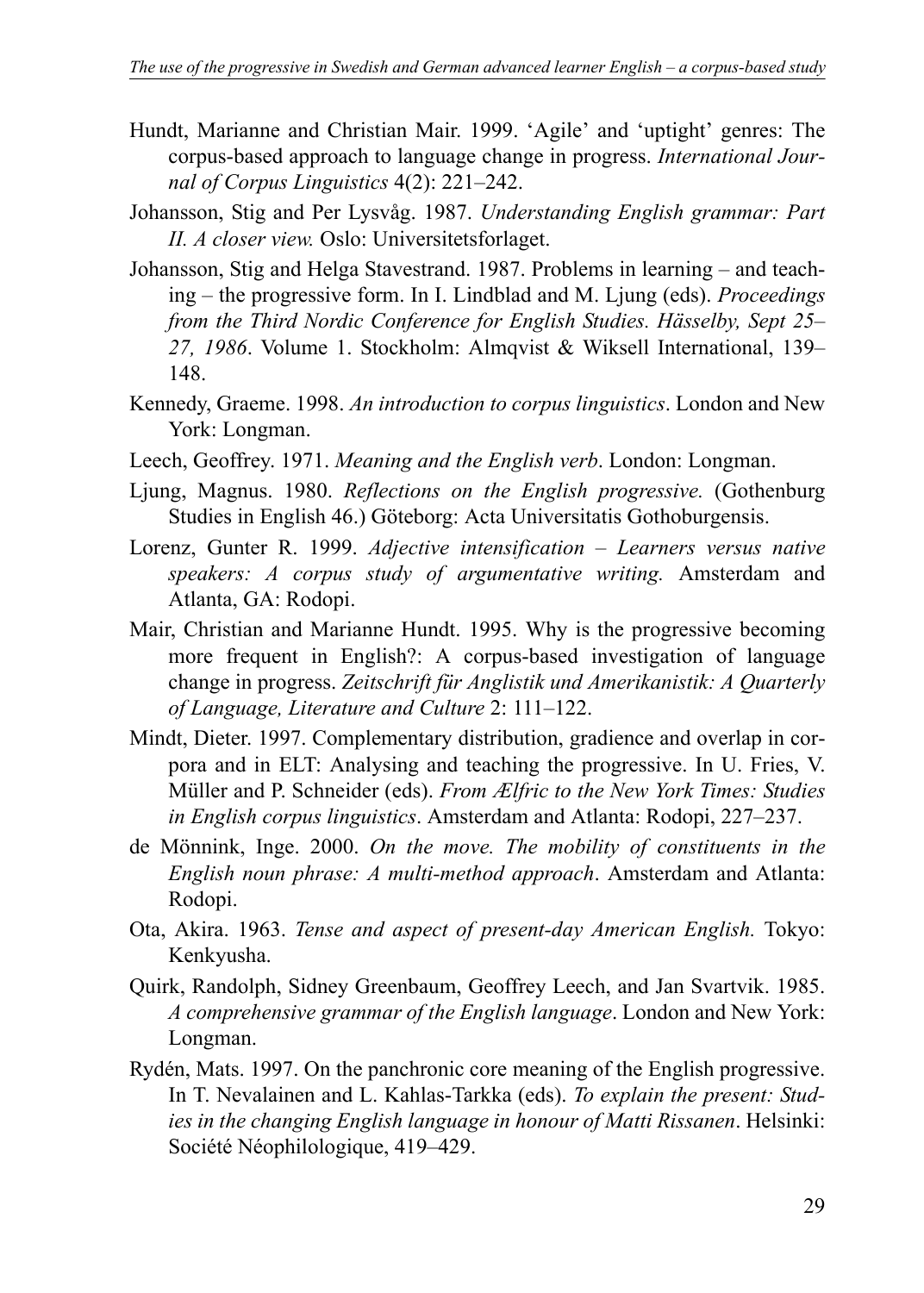Hundt, Marianne and Christian Mair. 1999. 'Agile' and 'uptight' genres: The corpus-based approach to language change in progress. *International Journal of Corpus Linguistics* 4(2): 221–242.

Johansson, Stig and Per Lysvåg. 1987. *Understanding English grammar: Part II. A closer view.* Oslo: Universitetsforlaget.

Johansson, Stig and Helga Stavestrand. 1987. Problems in learning – and teaching – the progressive form. In I. Lindblad and M. Ljung (eds). *Proceedings from the Third Nordic Conference for English Studies. Hässelby, Sept 25–27, 1986*. Volume 1. Stockholm: Almqvist & Wiksell International, 139–148.

Kennedy, Graeme. 1998. *An introduction to corpus linguistics*. London and New York: Longman.

Leech, Geoffrey. 1971. *Meaning and the English verb*. London: Longman.

Ljung, Magnus. 1980. *Reflections on the English progressive.* (Gothenburg Studies in English 46.) Göteborg: Acta Universitatis Gothoburgensis.

Lorenz, Gunter R. 1999. *Adjective intensification – Learners versus native speakers: A corpus study of argumentative writing.* Amsterdam and Atlanta, GA: Rodopi.

Mair, Christian and Marianne Hundt. 1995. Why is the progressive becoming more frequent in English?: A corpus-based investigation of language change in progress. *Zeitschrift für Anglistik und Amerikanistik: A Quarterly of Language, Literature and Culture* 2: 111–122.

Mindt, Dieter. 1997. Complementary distribution, gradience and overlap in corpora and in ELT: Analysing and teaching the progressive. In U. Fries, V. Müller and P. Schneider (eds). *From Ælfric to the New York Times: Studies in English corpus linguistics*. Amsterdam and Atlanta: Rodopi, 227–237.

de Mönnink, Inge. 2000. *On the move. The mobility of constituents in the English noun phrase: A multi-method approach*. Amsterdam and Atlanta: Rodopi.

Ota, Akira. 1963. *Tense and aspect of present-day American English.* Tokyo: Kenkyusha.

Quirk, Randolph, Sidney Greenbaum, Geoffrey Leech, and Jan Svartvik. 1985. *A comprehensive grammar of the English language*. London and New York: Longman.

Rydén, Mats. 1997. On the panchronic core meaning of the English progressive. In T. Nevalainen and L. Kahlas-Tarkka (eds). *To explain the present: Studies in the changing English language in honour of Matti Rissanen*. Helsinki: Société Néophilologique, 419–429.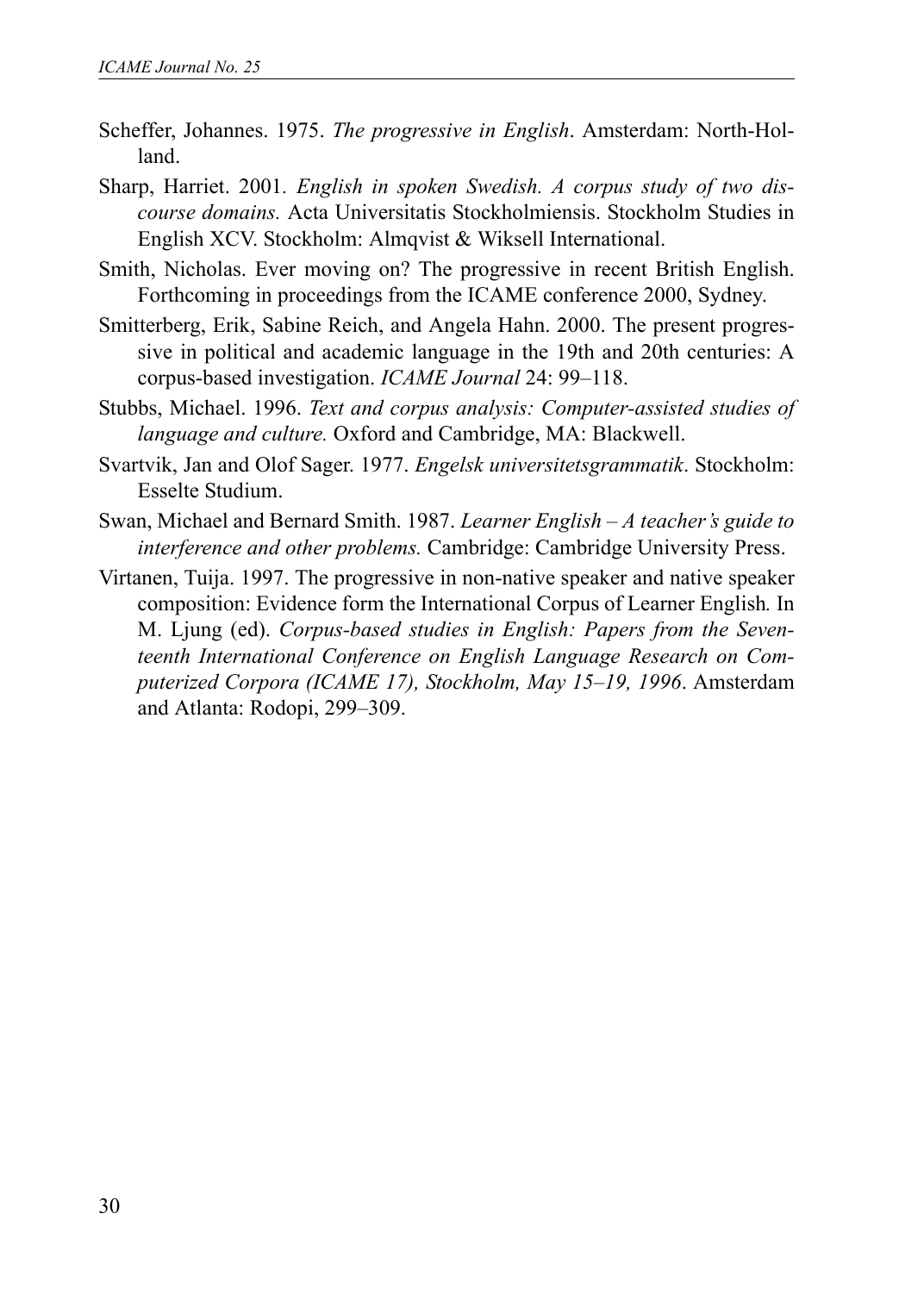Scheffer, Johannes. 1975. *The progressive in English*. Amsterdam: North-Holland.

Sharp, Harriet. 2001. *English in spoken Swedish. A corpus study of two discourse domains.* Acta Universitatis Stockholmiensis. Stockholm Studies in English XCV. Stockholm: Almqvist & Wiksell International.

Smith, Nicholas. Ever moving on? The progressive in recent British English. Forthcoming in proceedings from the ICAME conference 2000, Sydney.

Smitterberg, Erik, Sabine Reich, and Angela Hahn. 2000. The present progressive in political and academic language in the 19th and 20th centuries: A corpus-based investigation. *ICAME Journal* 24: 99–118.

Stubbs, Michael. 1996. *Text and corpus analysis: Computer-assisted studies of language and culture.* Oxford and Cambridge, MA: Blackwell.

Svartvik, Jan and Olof Sager. 1977. *Engelsk universitetsgrammatik*. Stockholm: Esselte Studium.

Swan, Michael and Bernard Smith. 1987. *Learner English – A teacher's guide to interference and other problems.* Cambridge: Cambridge University Press.

Virtanen, Tuija. 1997. The progressive in non-native speaker and native speaker composition: Evidence form the International Corpus of Learner English. In M. Ljung (ed). *Corpus-based studies in English: Papers from the Seventeenth International Conference on English Language Research on Computerized Corpora (ICAME 17), Stockholm, May 15–19, 1996*. Amsterdam and Atlanta: Rodopi, 299–309.